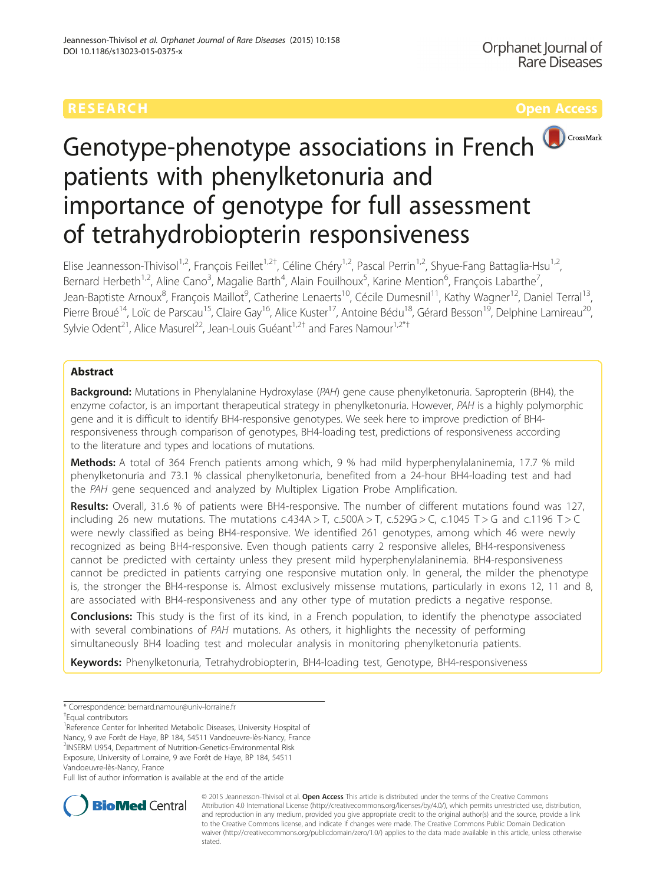RESEARCH Open Access

# Genotype-phenotype associations in French patients with phenylketonuria and importance of genotype for full assessment of tetrahydrobiopterin responsiveness

Elise Jeannesson-Thivisol[1,2], François Feillet[1,2†], Céline Chéry[1,2], Pascal Perrin[1,2], Shyue-Fang Battaglia-Hsu[1,2], Bernard Herbeth[1,2], Aline Cano[3], Magalie Barth[4], Alain Fouilhoux[5], Karine Mention[6], François Labarthe[7], Jean-Baptiste Arnoux[8], François Maillot[9], Catherine Lenaerts[10], Cécile Dumesnil[11], Kathy Wagner[12], Daniel Terral[13], Pierre Broué[14], Loïc de Parscau[15], Claire Gay[16], Alice Kuster[17], Antoine Bédu[18], Gérard Besson[19], Delphine Lamireau[20], Sylvie Odent[21], Alice Masurel[22], Jean-Louis Guéant[1,2†] and Fares Namour[1,2*†]

## Abstract

**Background:** Mutations in Phenylalanine Hydroxylase (*PAH*) gene cause phenylketonuria. Sapropterin (BH4), the enzyme cofactor, is an important therapeutical strategy in phenylketonuria. However, *PAH* is a highly polymorphic gene and it is difficult to identify BH4-responsive genotypes. We seek here to improve prediction of BH4-responsiveness through comparison of genotypes, BH4-loading test, predictions of responsiveness according to the literature and types and locations of mutations.

**Methods:** A total of 364 French patients among which, 9 % had mild hyperphenylalaninemia, 17.7 % mild phenylketonuria and 73.1 % classical phenylketonuria, benefited from a 24-hour BH4-loading test and had the *PAH* gene sequenced and analyzed by Multiplex Ligation Probe Amplification.

**Results:** Overall, 31.6 % of patients were BH4-responsive. The number of different mutations found was 127, including 26 new mutations. The mutations c.434A > T, c.500A > T, c.529G > C, c.1045 T > G and c.1196 T > C were newly classified as being BH4-responsive. We identified 261 genotypes, among which 46 were newly recognized as being BH4-responsive. Even though patients carry 2 responsive alleles, BH4-responsiveness cannot be predicted with certainty unless they present mild hyperphenylalaninemia. BH4-responsiveness cannot be predicted in patients carrying one responsive mutation only. In general, the milder the phenotype is, the stronger the BH4-response is. Almost exclusively missense mutations, particularly in exons 12, 11 and 8, are associated with BH4-responsiveness and any other type of mutation predicts a negative response.

**Conclusions:** This study is the first of its kind, in a French population, to identify the phenotype associated with several combinations of *PAH* mutations. As others, it highlights the necessity of performing simultaneously BH4 loading test and molecular analysis in monitoring phenylketonuria patients.

**Keywords:** Phenylketonuria, Tetrahydrobiopterin, BH4-loading test, Genotype, BH4-responsiveness

---

\* Correspondence: bernard.namour@univ-lorraine.fr

†Equal contributors

[1]Reference Center for Inherited Metabolic Diseases, University Hospital of Nancy, 9 ave Forêt de Haye, BP 184, 54511 Vandoeuvre-lès-Nancy, France

[2]INSERM U954, Department of Nutrition-Genetics-Environmental Risk Exposure, University of Lorraine, 9 ave Forêt de Haye, BP 184, 54511 Vandoeuvre-lès-Nancy, France

Full list of author information is available at the end of the article

© 2015 Jeannesson-Thivisol et al. **Open Access** This article is distributed under the terms of the Creative Commons Attribution 4.0 International License (http://creativecommons.org/licenses/by/4.0/), which permits unrestricted use, distribution, and reproduction in any medium, provided you give appropriate credit to the original author(s) and the source, provide a link to the Creative Commons license, and indicate if changes were made. The Creative Commons Public Domain Dedication waiver (http://creativecommons.org/publicdomain/zero/1.0/) applies to the data made available in this article, unless otherwise stated.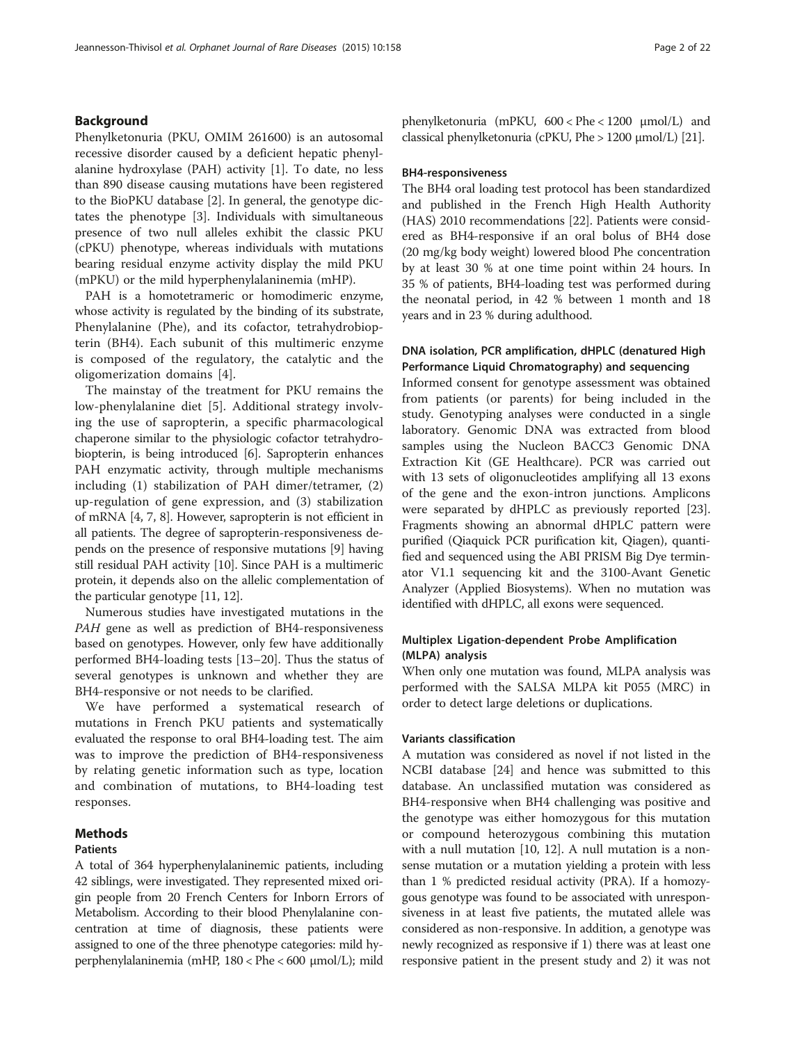## Background

Phenylketonuria (PKU, OMIM 261600) is an autosomal recessive disorder caused by a deficient hepatic phenylalanine hydroxylase (PAH) activity [1]. To date, no less than 890 disease causing mutations have been registered to the BioPKU database [2]. In general, the genotype dictates the phenotype [3]. Individuals with simultaneous presence of two null alleles exhibit the classic PKU (cPKU) phenotype, whereas individuals with mutations bearing residual enzyme activity display the mild PKU (mPKU) or the mild hyperphenylalaninemia (mHP).

PAH is a homotetrameric or homodimeric enzyme, whose activity is regulated by the binding of its substrate, Phenylalanine (Phe), and its cofactor, tetrahydrobiopterin (BH4). Each subunit of this multimeric enzyme is composed of the regulatory, the catalytic and the oligomerization domains [4].

The mainstay of the treatment for PKU remains the low-phenylalanine diet [5]. Additional strategy involving the use of sapropterin, a specific pharmacological chaperone similar to the physiologic cofactor tetrahydrobiopterin, is being introduced [6]. Sapropterin enhances PAH enzymatic activity, through multiple mechanisms including (1) stabilization of PAH dimer/tetramer, (2) up-regulation of gene expression, and (3) stabilization of mRNA [4, 7, 8]. However, sapropterin is not efficient in all patients. The degree of sapropterin-responsiveness depends on the presence of responsive mutations [9] having still residual PAH activity [10]. Since PAH is a multimeric protein, it depends also on the allelic complementation of the particular genotype [11, 12].

Numerous studies have investigated mutations in the *PAH* gene as well as prediction of BH4-responsiveness based on genotypes. However, only few have additionally performed BH4-loading tests [13–20]. Thus the status of several genotypes is unknown and whether they are BH4-responsive or not needs to be clarified.

We have performed a systematical research of mutations in French PKU patients and systematically evaluated the response to oral BH4-loading test. The aim was to improve the prediction of BH4-responsiveness by relating genetic information such as type, location and combination of mutations, to BH4-loading test responses.

## Methods

### Patients

A total of 364 hyperphenylalaninemic patients, including 42 siblings, were investigated. They represented mixed origin people from 20 French Centers for Inborn Errors of Metabolism. According to their blood Phenylalanine concentration at time of diagnosis, these patients were assigned to one of the three phenotype categories: mild hyperphenylalaninemia (mHP, $180 < \text{Phe} < 600$ µmol/L); mild phenylketonuria (mPKU, $600 < \text{Phe} < 1200$ µmol/L) and classical phenylketonuria (cPKU, $\text{Phe} > 1200$ µmol/L) [21].

### BH4-responsiveness

The BH4 oral loading test protocol has been standardized and published in the French High Health Authority (HAS) 2010 recommendations [22]. Patients were considered as BH4-responsive if an oral bolus of BH4 dose (20 mg/kg body weight) lowered blood Phe concentration by at least 30 % at one time point within 24 hours. In 35 % of patients, BH4-loading test was performed during the neonatal period, in 42 % between 1 month and 18 years and in 23 % during adulthood.

### DNA isolation, PCR amplification, dHPLC (denatured High Performance Liquid Chromatography) and sequencing

Informed consent for genotype assessment was obtained from patients (or parents) for being included in the study. Genotyping analyses were conducted in a single laboratory. Genomic DNA was extracted from blood samples using the Nucleon BACC3 Genomic DNA Extraction Kit (GE Healthcare). PCR was carried out with 13 sets of oligonucleotides amplifying all 13 exons of the gene and the exon-intron junctions. Amplicons were separated by dHPLC as previously reported [23]. Fragments showing an abnormal dHPLC pattern were purified (Qiaquick PCR purification kit, Qiagen), quantified and sequenced using the ABI PRISM Big Dye terminator V1.1 sequencing kit and the 3100-Avant Genetic Analyzer (Applied Biosystems). When no mutation was identified with dHPLC, all exons were sequenced.

### Multiplex Ligation-dependent Probe Amplification (MLPA) analysis

When only one mutation was found, MLPA analysis was performed with the SALSA MLPA kit P055 (MRC) in order to detect large deletions or duplications.

### Variants classification

A mutation was considered as novel if not listed in the NCBI database [24] and hence was submitted to this database. An unclassified mutation was considered as BH4-responsive when BH4 challenging was positive and the genotype was either homozygous for this mutation or compound heterozygous combining this mutation with a null mutation [10, 12]. A null mutation is a nonsense mutation or a mutation yielding a protein with less than 1 % predicted residual activity (PRA). If a homozygous genotype was found to be associated with unresponsiveness in at least five patients, the mutated allele was considered as non-responsive. In addition, a genotype was newly recognized as responsive if 1) there was at least one responsive patient in the present study and 2) it was not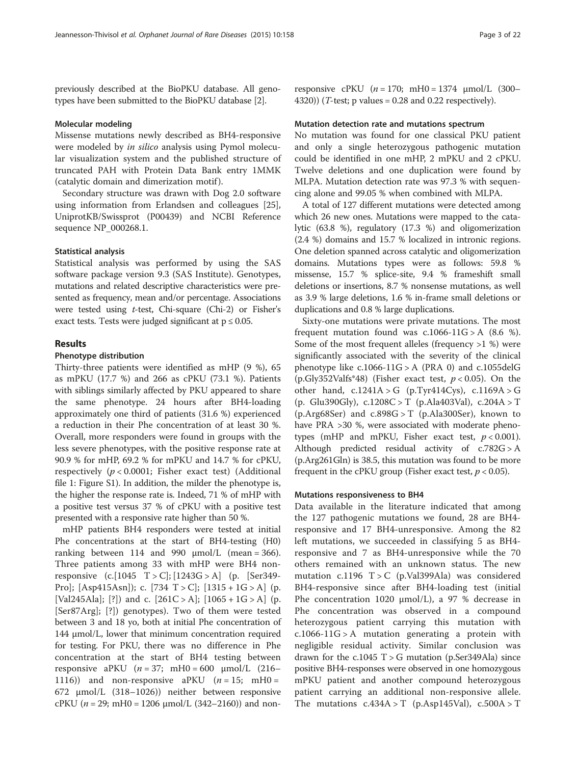previously described at the BioPKU database. All genotypes have been submitted to the BioPKU database [2].

### Molecular modeling

Missense mutations newly described as BH4-responsive were modeled by *in silico* analysis using Pymol molecular visualization system and the published structure of truncated PAH with Protein Data Bank entry 1MMK (catalytic domain and dimerization motif).

Secondary structure was drawn with Dog 2.0 software using information from Erlandsen and colleagues [25], UniprotKB/Swissprot (P00439) and NCBI Reference sequence NP_000268.1.

### Statistical analysis

Statistical analysis was performed by using the SAS software package version 9.3 (SAS Institute). Genotypes, mutations and related descriptive characteristics were presented as frequency, mean and/or percentage. Associations were tested using *t*-test, Chi-square (Chi-2) or Fisher's exact tests. Tests were judged significant at $p \leq 0.05$.

## Results

### Phenotype distribution

Thirty-three patients were identified as mHP (9 %), 65 as mPKU (17.7 %) and 266 as cPKU (73.1 %). Patients with siblings similarly affected by PKU appeared to share the same phenotype. 24 hours after BH4-loading approximately one third of patients (31.6 %) experienced a reduction in their Phe concentration of at least 30 %. Overall, more responders were found in groups with the less severe phenotypes, with the positive response rate at 90.9 % for mHP, 69.2 % for mPKU and 14.7 % for cPKU, respectively ($p < 0.0001$; Fisher exact test) (Additional file 1: Figure S1). In addition, the milder the phenotype is, the higher the response rate is. Indeed, 71 % of mHP with a positive test versus 37 % of cPKU with a positive test presented with a responsive rate higher than 50 %.

mHP patients BH4 responders were tested at initial Phe concentrations at the start of BH4-testing (H0) ranking between 114 and 990 μmol/L (mean = 366). Three patients among 33 with mHP were BH4 non-responsive (c.[1045 T > C]; [1243G > A] (p. [Ser349-Pro]; [Asp415Asn]); c. [734 T > C]; [1315 + 1G > A] (p. [Val245Ala]; [?]) and c. [261C > A]; [1065 + 1G > A] (p. [Ser87Arg]; [?]) genotypes). Two of them were tested between 3 and 18 yo, both at initial Phe concentration of 144 μmol/L, lower that minimum concentration required for testing. For PKU, there was no difference in Phe concentration at the start of BH4 testing between responsive aPKU ($n = 37$; mH0 = 600 μmol/L (216–1116)) and non-responsive aPKU ($n = 15$; mH0 = 672 μmol/L (318–1026)) neither between responsive cPKU ($n = 29$; mH0 = 1206 μmol/L (342–2160)) and non-responsive cPKU ($n = 170$; mH0 = 1374 μmol/L (300–4320)) (*T*-test; p values = 0.28 and 0.22 respectively).

### Mutation detection rate and mutations spectrum

No mutation was found for one classical PKU patient and only a single heterozygous pathogenic mutation could be identified in one mHP, 2 mPKU and 2 cPKU. Twelve deletions and one duplication were found by MLPA. Mutation detection rate was 97.3 % with sequencing alone and 99.05 % when combined with MLPA.

A total of 127 different mutations were detected among which 26 new ones. Mutations were mapped to the catalytic (63.8 %), regulatory (17.3 %) and oligomerization (2.4 %) domains and 15.7 % localized in intronic regions. One deletion spanned across catalytic and oligomerization domains. Mutations types were as follows: 59.8 % missense, 15.7 % splice-site, 9.4 % frameshift small deletions or insertions, 8.7 % nonsense mutations, as well as 3.9 % large deletions, 1.6 % in-frame small deletions or duplications and 0.8 % large duplications.

Sixty-one mutations were private mutations. The most frequent mutation found was c.1066-11G > A (8.6 %). Some of the most frequent alleles (frequency >1 %) were significantly associated with the severity of the clinical phenotype like c.1066-11G > A (PRA 0) and c.1055delG (p.Gly352Valfs*48) (Fisher exact test, $p < 0.05$). On the other hand, c.1241A > G (p.Tyr414Cys), c.1169A > G (p. Glu390Gly), c.1208C > T (p.Ala403Val), c.204A > T (p.Arg68Ser) and c.898G > T (p.Ala300Ser), known to have PRA >30 %, were associated with moderate phenotypes (mHP and mPKU, Fisher exact test, $p < 0.001$). Although predicted residual activity of c.782G > A (p.Arg261Gln) is 38.5, this mutation was found to be more frequent in the cPKU group (Fisher exact test, $p < 0.05$).

### Mutations responsiveness to BH4

Data available in the literature indicated that among the 127 pathogenic mutations we found, 28 are BH4-responsive and 17 BH4-unresponsive. Among the 82 left mutations, we succeeded in classifying 5 as BH4-responsive and 7 as BH4-unresponsive while the 70 others remained with an unknown status. The new mutation c.1196 T > C (p.Val399Ala) was considered BH4-responsive since after BH4-loading test (initial Phe concentration 1020 μmol/L), a 97 % decrease in Phe concentration was observed in a compound heterozygous patient carrying this mutation with c.1066-11G > A mutation generating a protein with negligible residual activity. Similar conclusion was drawn for the c.1045 T > G mutation (p.Ser349Ala) since positive BH4-responses were observed in one homozygous mPKU patient and another compound heterozygous patient carrying an additional non-responsive allele. The mutations c.434A > T (p.Asp145Val), c.500A > T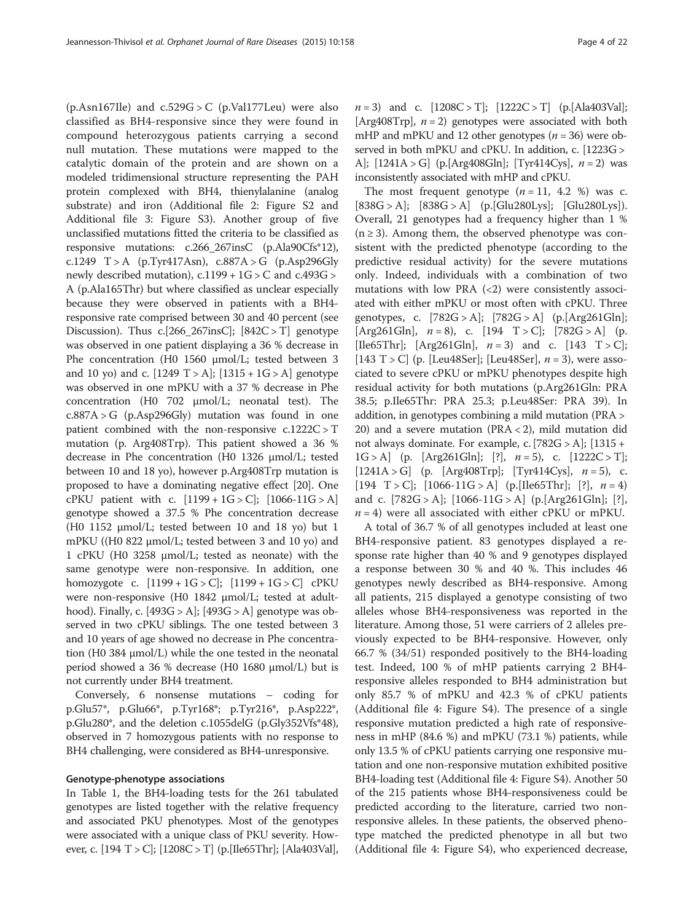(p.Asn167Ile) and c.529G > C (p.Val177Leu) were also classified as BH4-responsive since they were found in compound heterozygous patients carrying a second null mutation. These mutations were mapped to the catalytic domain of the protein and are shown on a modeled tridimensional structure representing the PAH protein complexed with BH4, thienylalanine (analog substrate) and iron (Additional file 2: Figure S2 and Additional file 3: Figure S3). Another group of five unclassified mutations fitted the criteria to be classified as responsive mutations: c.266_267insC (p.Ala90Cfs*12), c.1249 T > A (p.Tyr417Asn), c.887A > G (p.Asp296Gly newly described mutation), c.1199 + 1G > C and c.493G > A (p.Ala165Thr) but where classified as unclear especially because they were observed in patients with a BH4-responsive rate comprised between 30 and 40 percent (see Discussion). Thus c.[266_267insC]; [842C > T] genotype was observed in one patient displaying a 36 % decrease in Phe concentration (H0 1560 μmol/L; tested between 3 and 10 yo) and c. [1249 T > A]; [1315 + 1G > A] genotype was observed in one mPKU with a 37 % decrease in Phe concentration (H0 702 μmol/L; neonatal test). The c.887A > G (p.Asp296Gly) mutation was found in one patient combined with the non-responsive c.1222C > T mutation (p. Arg408Trp). This patient showed a 36 % decrease in Phe concentration (H0 1326 μmol/L; tested between 10 and 18 yo), however p.Arg408Trp mutation is proposed to have a dominating negative effect [20]. One cPKU patient with c. [1199 + 1G > C]; [1066-11G > A] genotype showed a 37.5 % Phe concentration decrease (H0 1152 μmol/L; tested between 10 and 18 yo) but 1 mPKU ((H0 822 μmol/L; tested between 3 and 10 yo) and 1 cPKU (H0 3258 μmol/L; tested as neonate) with the same genotype were non-responsive. In addition, one homozygote c. [1199 + 1G > C]; [1199 + 1G > C] cPKU were non-responsive (H0 1842 μmol/L; tested at adulthood). Finally, c. [493G > A]; [493G > A] genotype was observed in two cPKU siblings. The one tested between 3 and 10 years of age showed no decrease in Phe concentration (H0 384 μmol/L) while the one tested in the neonatal period showed a 36 % decrease (H0 1680 μmol/L) but is not currently under BH4 treatment.

Conversely, 6 nonsense mutations – coding for p.Glu57*, p.Glu66*, p.Tyr168*; p.Tyr216*, p.Asp222*, p.Glu280*, and the deletion c.1055delG (p.Gly352Vfs*48), observed in 7 homozygous patients with no response to BH4 challenging, were considered as BH4-unresponsive.

### Genotype-phenotype associations

In Table 1, the BH4-loading tests for the 261 tabulated genotypes are listed together with the relative frequency and associated PKU phenotypes. Most of the genotypes were associated with a unique class of PKU severity. However, c. [194 T > C]; [1208C > T] (p.[Ile65Thr]; [Ala403Val], $n = 3$) and c. [1208C > T]; [1222C > T] (p.[Ala403Val]; [Arg408Trp], $n = 2$) genotypes were associated with both mHP and mPKU and 12 other genotypes ($n = 36$) were observed in both mPKU and cPKU. In addition, c. [1223G > A]; [1241A > G] (p.[Arg408Gln]; [Tyr414Cys], $n = 2$) was inconsistently associated with mHP and cPKU.

The most frequent genotype ($n = 11$, 4.2 %) was c. [838G > A]; [838G > A] (p.[Glu280Lys]; [Glu280Lys]). Overall, 21 genotypes had a frequency higher than 1 % ($n \geq 3$). Among them, the observed phenotype was consistent with the predicted phenotype (according to the predictive residual activity) for the severe mutations only. Indeed, individuals with a combination of two mutations with low PRA (<2) were consistently associated with either mPKU or most often with cPKU. Three genotypes, c. [782G > A]; [782G > A] (p.[Arg261Gln]; [Arg261Gln], $n = 8$), c. [194 T > C]; [782G > A] (p. [Ile65Thr]; [Arg261Gln], $n = 3$) and c. [143 T > C]; [143 T > C] (p. [Leu48Ser]; [Leu48Ser], $n = 3$), were associated to severe cPKU or mPKU phenotypes despite high residual activity for both mutations (p.Arg261Gln: PRA 38.5; p.Ile65Thr: PRA 25.3; p.Leu48Ser: PRA 39). In addition, in genotypes combining a mild mutation (PRA > 20) and a severe mutation (PRA < 2), mild mutation did not always dominate. For example, c. [782G > A]; [1315 + 1G > A] (p. [Arg261Gln]; [?], $n = 5$), c. [1222C > T]; [1241A > G] (p. [Arg408Trp]; [Tyr414Cys], $n = 5$), c. [194 T > C]; [1066-11G > A] (p.[Ile65Thr]; [?], $n = 4$) and c. [782G > A]; [1066-11G > A] (p.[Arg261Gln]; [?], $n = 4$) were all associated with either cPKU or mPKU.

A total of 36.7 % of all genotypes included at least one BH4-responsive patient. 83 genotypes displayed a response rate higher than 40 % and 9 genotypes displayed a response between 30 % and 40 %. This includes 46 genotypes newly described as BH4-responsive. Among all patients, 215 displayed a genotype consisting of two alleles whose BH4-responsiveness was reported in the literature. Among those, 51 were carriers of 2 alleles previously expected to be BH4-responsive. However, only 66.7 % (34/51) responded positively to the BH4-loading test. Indeed, 100 % of mHP patients carrying 2 BH4-responsive alleles responded to BH4 administration but only 85.7 % of mPKU and 42.3 % of cPKU patients (Additional file 4: Figure S4). The presence of a single responsive mutation predicted a high rate of responsiveness in mHP (84.6 %) and mPKU (73.1 %) patients, while only 13.5 % of cPKU patients carrying one responsive mutation and one non-responsive mutation exhibited positive BH4-loading test (Additional file 4: Figure S4). Another 50 of the 215 patients whose BH4-responsiveness could be predicted according to the literature, carried two non-responsive alleles. In these patients, the observed phenotype matched the predicted phenotype in all but two (Additional file 4: Figure S4), who experienced decrease,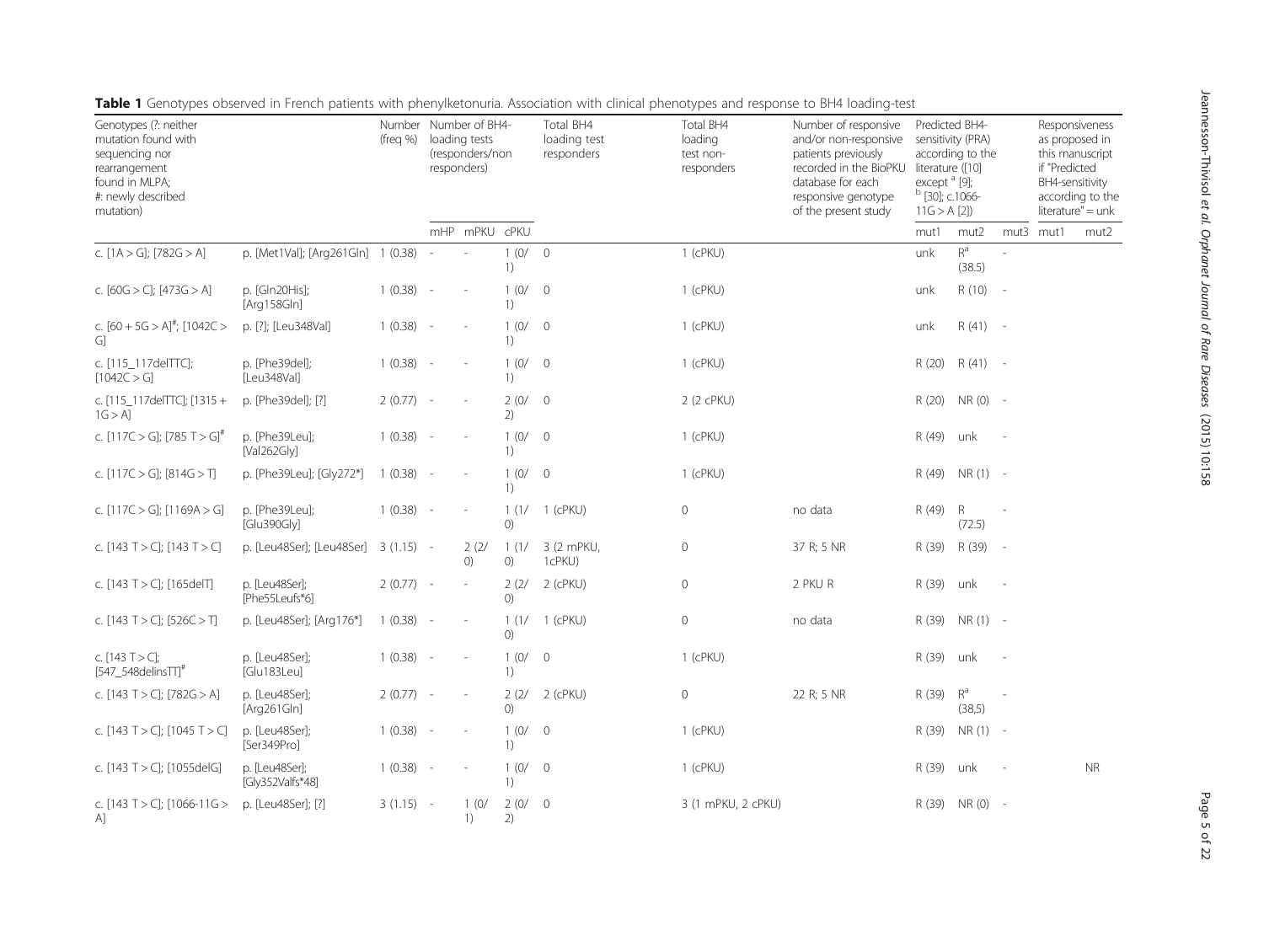**Table 1** Genotypes observed in French patients with phenylketonuria. Association with clinical phenotypes and response to BH4 loading-test

| Genotypes (?: neither mutation found with sequencing nor rearrangement found in MLPA; #: newly described mutation) | | Number (freq %) | Number of BH4-loading tests (responders/non responders) | | | Total BH4 loading test responders | Total BH4 loading test non-responders | Number of responsive and/or non-responsive patients previously recorded in the BioPKU database for each responsive genotype of the present study | Predicted BH4-sensitivity (PRA) according to the literature ([10] except [a] [9]; [b] [30]; c.1066-11G > A [2]) | | | Responsiveness as proposed in this manuscript if "Predicted BH4-sensitivity according to the literature" = unk | |
|---|---|---|---|---|---|---|---|---|---|---|---|---|---|
| | | | mHP | mPKU | cPKU | | | | mut1 | mut2 | mut3 | mut1 | mut2 |
| c. [1A > G]; [782G > A] | p. [Met1Val]; [Arg261Gln] | 1 (0.38) | - | - | 1 (0/1) | 0 | 1 (cPKU) | | unk | R[a] (38.5) | - | | |
| c. [60G > C]; [473G > A] | p. [Gln20His]; [Arg158Gln] | 1 (0.38) | - | - | 1 (0/1) | 0 | 1 (cPKU) | | unk | R (10) | - | | |
| c. [60 + 5G > A][#]; [1042C > G] | p. [?]; [Leu348Val] | 1 (0.38) | - | - | 1 (0/1) | 0 | 1 (cPKU) | | unk | R (41) | - | | |
| c. [115_117delTTC]; [1042C > G] | p. [Phe39del]; [Leu348Val] | 1 (0.38) | - | - | 1 (0/1) | 0 | 1 (cPKU) | | R (20) | R (41) | - | | |
| c. [115_117delTTC]; [1315 + 1G > A] | p. [Phe39del]; [?] | 2 (0.77) | - | - | 2 (0/2) | 0 | 2 (2 cPKU) | | R (20) | NR (0) | - | | |
| c. [117C > G]; [785 T > G][#] | p. [Phe39Leu]; [Val262Gly] | 1 (0.38) | - | - | 1 (0/1) | 0 | 1 (cPKU) | | R (49) | unk | - | | |
| c. [117C > G]; [814G > T] | p. [Phe39Leu]; [Gly272*] | 1 (0.38) | - | - | 1 (0/1) | 0 | 1 (cPKU) | | R (49) | NR (1) | - | | |
| c. [117C > G]; [1169A > G] | p. [Phe39Leu]; [Glu390Gly] | 1 (0.38) | - | - | 1 (1/0) | 1 (cPKU) | 0 | no data | R (49) | R (72.5) | - | | |
| c. [143 T > C]; [143 T > C] | p. [Leu48Ser]; [Leu48Ser] | 3 (1.15) | - | 2 (2/0) | 1 (1/0) | 3 (2 mPKU, 1cPKU) | 0 | 37 R; 5 NR | R (39) | R (39) | - | | |
| c. [143 T > C]; [165delT] | p. [Leu48Ser]; [Phe55Leufs*6] | 2 (0.77) | - | - | 2 (2/0) | 2 (cPKU) | 0 | 2 PKU R | R (39) | unk | - | | |
| c. [143 T > C]; [526C > T] | p. [Leu48Ser]; [Arg176*] | 1 (0.38) | - | - | 1 (1/0) | 1 (cPKU) | 0 | no data | R (39) | NR (1) | - | | |
| c. [143 T > C]; [547_548delinsTT][#] | p. [Leu48Ser]; [Glu183Leu] | 1 (0.38) | - | - | 1 (0/1) | 0 | 1 (cPKU) | | R (39) | unk | - | | |
| c. [143 T > C]; [782G > A] | p. [Leu48Ser]; [Arg261Gln] | 2 (0.77) | - | - | 2 (2/0) | 2 (cPKU) | 0 | 22 R; 5 NR | R (39) | R[a] (38,5) | - | | |
| c. [143 T > C]; [1045 T > C] | p. [Leu48Ser]; [Ser349Pro] | 1 (0.38) | - | - | 1 (0/1) | 0 | 1 (cPKU) | | R (39) | NR (1) | - | | |
| c. [143 T > C]; [1055delG] | p. [Leu48Ser]; [Gly352Valfs*48] | 1 (0.38) | - | - | 1 (0/1) | 0 | 1 (cPKU) | | R (39) | unk | - | | NR |
| c. [143 T > C]; [1066-11G > A] | p. [Leu48Ser]; [?] | 3 (1.15) | - | 1 (0/1) | 2 (0/2) | 0 | 3 (1 mPKU, 2 cPKU) | | R (39) | NR (0) | - | | |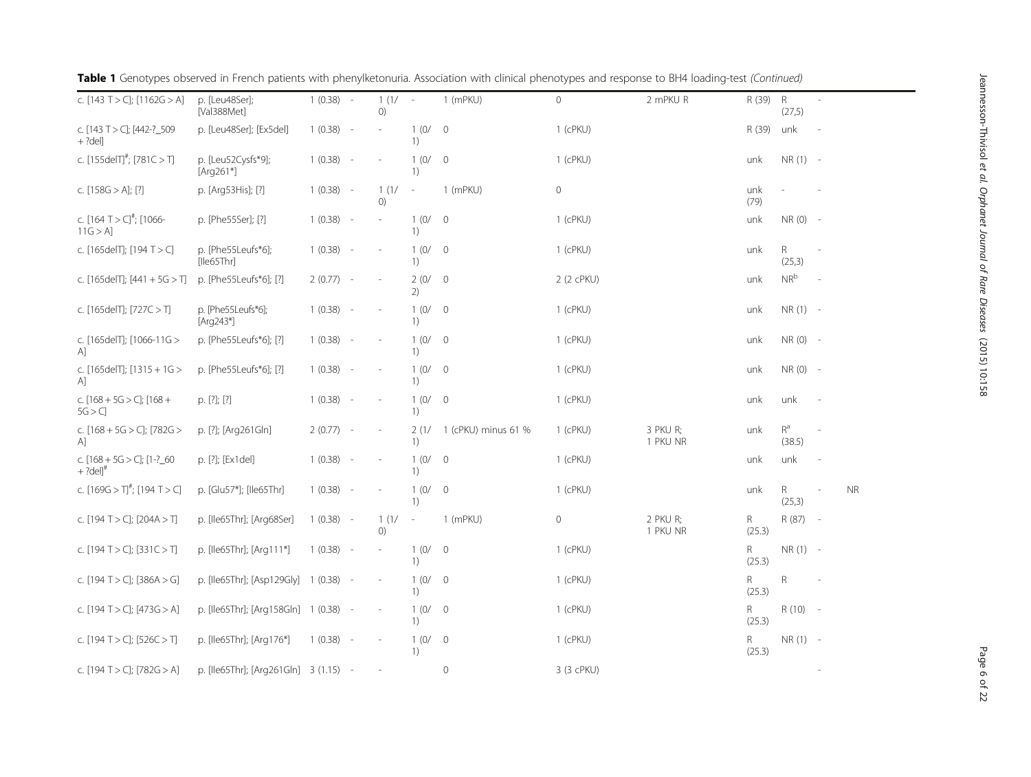**Table 1** Genotypes observed in French patients with phenylketonuria. Association with clinical phenotypes and response to BH4 loading-test *(Continued)*

| | | | | | | | | | | | | |
|---|---|---|---|---|---|---|---|---|---|---|---|---|
| c. [143 T > C]; [1162G > A] | p. [Leu48Ser]; [Val388Met] | 1 (0.38) | - | 1 (1/0) | - | 1 (mPKU) | 0 | 2 mPKU R | R (39) | R (27,5) | - | |
| c. [143 T > C]; [442-?_509 + ?del] | p. [Leu48Ser]; [Ex5del] | 1 (0.38) | - | - | 1 (0/1) | 0 | 1 (cPKU) | | R (39) | unk | - | |
| c. [155delT][#]; [781C > T] | p. [Leu52Cysfs*9]; [Arg261*] | 1 (0.38) | - | - | 1 (0/1) | 0 | 1 (cPKU) | | unk | NR (1) | - | |
| c. [158G > A]; [?] | p. [Arg53His]; [?] | 1 (0.38) | - | 1 (1/0) | - | 1 (mPKU) | 0 | | unk (79) | - | - | |
| c. [164 T > C][#]; [1066-11G > A] | p. [Phe55Ser]; [?] | 1 (0.38) | - | - | 1 (0/1) | 0 | 1 (cPKU) | | unk | NR (0) | - | |
| c. [165delT]; [194 T > C] | p. [Phe55Leufs*6]; [Ile65Thr] | 1 (0.38) | - | - | 1 (0/1) | 0 | 1 (cPKU) | | unk | R (25,3) | - | |
| c. [165delT]; [441 + 5G > T] | p. [Phe55Leufs*6]; [?] | 2 (0.77) | - | - | 2 (0/2) | 0 | 2 (2 cPKU) | | unk | NR[b] | - | |
| c. [165delT]; [727C > T] | p. [Phe55Leufs*6]; [Arg243*] | 1 (0.38) | - | - | 1 (0/1) | 0 | 1 (cPKU) | | unk | NR (1) | - | |
| c. [165delT]; [1066-11G > A] | p. [Phe55Leufs*6]; [?] | 1 (0.38) | - | - | 1 (0/1) | 0 | 1 (cPKU) | | unk | NR (0) | - | |
| c. [165delT]; [1315 + 1G > A] | p. [Phe55Leufs*6]; [?] | 1 (0.38) | - | - | 1 (0/1) | 0 | 1 (cPKU) | | unk | NR (0) | - | |
| c. [168 + 5G > C]; [168 + 5G > C] | p. [?]; [?] | 1 (0.38) | - | - | 1 (0/1) | 0 | 1 (cPKU) | | unk | unk | - | |
| c. [168 + 5G > C]; [782G > A] | p. [?]; [Arg261Gln] | 2 (0.77) | - | - | 2 (1/1) | 1 (cPKU) minus 61 % | 1 (cPKU) | 3 PKU R; 1 PKU NR | unk | R[a] (38.5) | - | |
| c. [168 + 5G > C]; [1-?_60 + ?del][#] | p. [?]; [Ex1del] | 1 (0.38) | - | - | 1 (0/1) | 0 | 1 (cPKU) | | unk | unk | - | |
| c. [169G > T][#]; [194 T > C] | p. [Glu57*]; [Ile65Thr] | 1 (0.38) | - | - | 1 (0/1) | 0 | 1 (cPKU) | | unk | R (25,3) | - | NR |
| c. [194 T > C]; [204A > T] | p. [Ile65Thr]; [Arg68Ser] | 1 (0.38) | - | 1 (1/0) | - | 1 (mPKU) | 0 | 2 PKU R; 1 PKU NR | R (25.3) | R (87) | - | |
| c. [194 T > C]; [331C > T] | p. [Ile65Thr]; [Arg111*] | 1 (0.38) | - | - | 1 (0/1) | 0 | 1 (cPKU) | | R (25.3) | NR (1) | - | |
| c. [194 T > C]; [386A > G] | p. [Ile65Thr]; [Asp129Gly] | 1 (0.38) | - | - | 1 (0/1) | 0 | 1 (cPKU) | | R (25.3) | R | - | |
| c. [194 T > C]; [473G > A] | p. [Ile65Thr]; [Arg158Gln] | 1 (0.38) | - | - | 1 (0/1) | 0 | 1 (cPKU) | | R (25.3) | R (10) | - | |
| c. [194 T > C]; [526C > T] | p. [Ile65Thr]; [Arg176*] | 1 (0.38) | - | - | 1 (0/1) | 0 | 1 (cPKU) | | R (25.3) | NR (1) | - | |
| c. [194 T > C]; [782G > A] | p. [Ile65Thr]; [Arg261Gln] | 3 (1.15) | - | - | | 0 | 3 (3 cPKU) | | | | - | |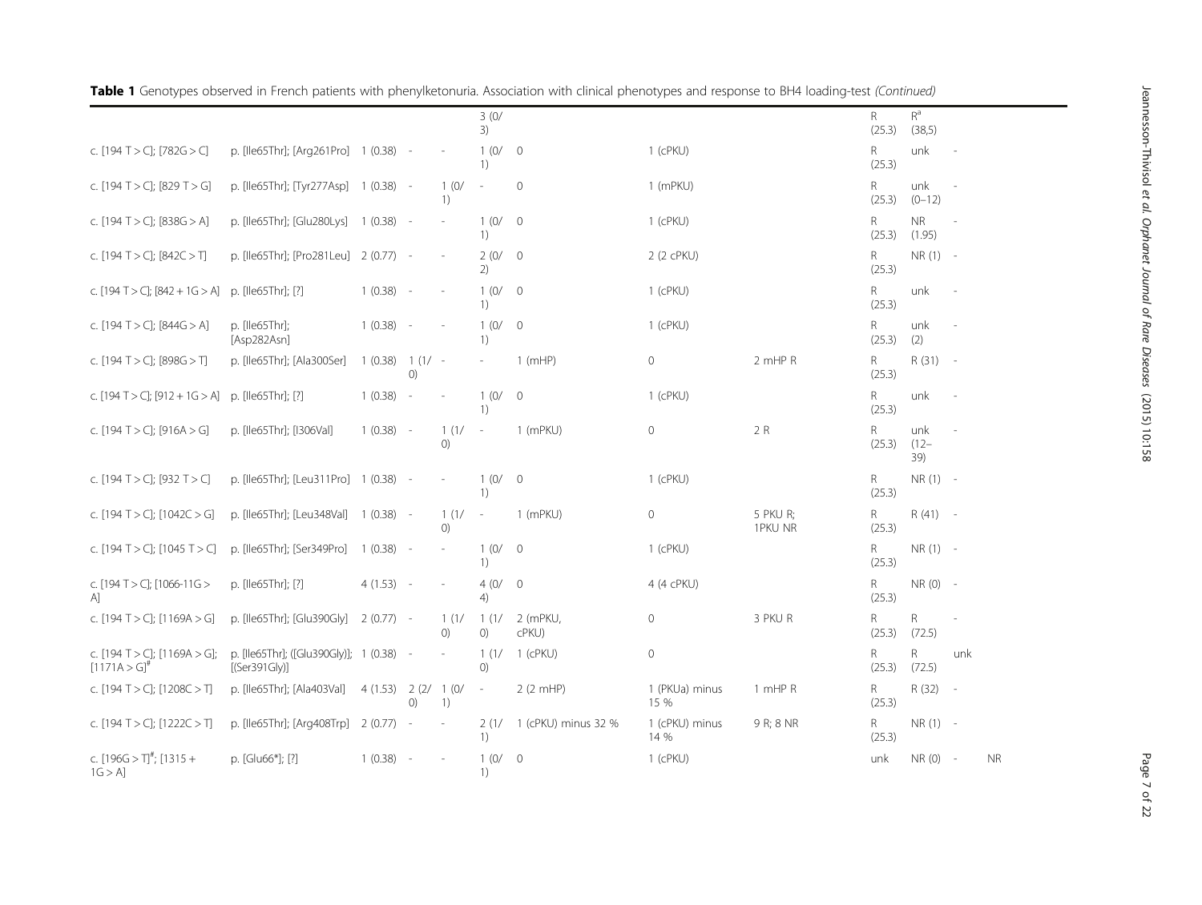**Table 1** Genotypes observed in French patients with phenylketonuria. Association with clinical phenotypes and response to BH4 loading-test *(Continued)*

| | | | | | | | | | | | | |
|---|---|---|---|---|---|---|---|---|---|---|---|---|
| | | | | | 3 (0/3) | | | | R (25.3) | R[a] (38,5) | | |
| c. [194 T > C]; [782G > C] | p. [Ile65Thr]; [Arg261Pro] | 1 (0.38) | - | - | 1 (0/1) | 0 | 1 (cPKU) | | R (25.3) | unk | - | |
| c. [194 T > C]; [829 T > G] | p. [Ile65Thr]; [Tyr277Asp] | 1 (0.38) | - | 1 (0/1) | - | 0 | 1 (mPKU) | | R (25.3) | unk (0–12) | - | |
| c. [194 T > C]; [838G > A] | p. [Ile65Thr]; [Glu280Lys] | 1 (0.38) | - | - | 1 (0/1) | 0 | 1 (cPKU) | | R (25.3) | NR (1.95) | - | |
| c. [194 T > C]; [842C > T] | p. [Ile65Thr]; [Pro281Leu] | 2 (0.77) | - | - | 2 (0/2) | 0 | 2 (2 cPKU) | | R (25.3) | NR (1) | - | |
| c. [194 T > C]; [842 + 1G > A] | p. [Ile65Thr]; [?] | 1 (0.38) | - | - | 1 (0/1) | 0 | 1 (cPKU) | | R (25.3) | unk | - | |
| c. [194 T > C]; [844G > A] | p. [Ile65Thr]; [Asp282Asn] | 1 (0.38) | - | - | 1 (0/1) | 0 | 1 (cPKU) | | R (25.3) | unk (2) | - | |
| c. [194 T > C]; [898G > T] | p. [Ile65Thr]; [Ala300Ser] | 1 (0.38) | 1 (1/0) | - | - | 1 (mHP) | 0 | 2 mHP R | R (25.3) | R (31) | - | |
| c. [194 T > C]; [912 + 1G > A] | p. [Ile65Thr]; [?] | 1 (0.38) | - | - | 1 (0/1) | 0 | 1 (cPKU) | | R (25.3) | unk | - | |
| c. [194 T > C]; [916A > G] | p. [Ile65Thr]; [I306Val] | 1 (0.38) | - | 1 (1/0) | - | 1 (mPKU) | 0 | 2 R | R (25.3) | unk (12–39) | - | |
| c. [194 T > C]; [932 T > C] | p. [Ile65Thr]; [Leu311Pro] | 1 (0.38) | - | - | 1 (0/1) | 0 | 1 (cPKU) | | R (25.3) | NR (1) | - | |
| c. [194 T > C]; [1042C > G] | p. [Ile65Thr]; [Leu348Val] | 1 (0.38) | - | 1 (1/0) | - | 1 (mPKU) | 0 | 5 PKU R; 1PKU NR | R (25.3) | R (41) | - | |
| c. [194 T > C]; [1045 T > C] | p. [Ile65Thr]; [Ser349Pro] | 1 (0.38) | - | - | 1 (0/1) | 0 | 1 (cPKU) | | R (25.3) | NR (1) | - | |
| c. [194 T > C]; [1066-11G > A] | p. [Ile65Thr]; [?] | 4 (1.53) | - | - | 4 (0/4) | 0 | 4 (4 cPKU) | | R (25.3) | NR (0) | - | |
| c. [194 T > C]; [1169A > G] | p. [Ile65Thr]; [Glu390Gly] | 2 (0.77) | - | 1 (1/0) | 1 (1/0) | 2 (mPKU, cPKU) | 0 | 3 PKU R | R (25.3) | R (72.5) | - | |
| c. [194 T > C]; [1169A > G]; [1171A > G][#] | p. [Ile65Thr]; ([Glu390Gly)]; [(Ser391Gly)] | 1 (0.38) | - | - | 1 (1/0) | 1 (cPKU) | 0 | | R (25.3) | R (72.5) | unk | |
| c. [194 T > C]; [1208C > T] | p. [Ile65Thr]; [Ala403Val] | 4 (1.53) | 2 (2/0) | 1 (0/1) | - | 2 (2 mHP) | 1 (PKUa) minus 15 % | 1 mHP R | R (25.3) | R (32) | - | |
| c. [194 T > C]; [1222C > T] | p. [Ile65Thr]; [Arg408Trp] | 2 (0.77) | - | - | 2 (1/1) | 1 (cPKU) minus 32 % | 1 (cPKU) minus 14 % | 9 R; 8 NR | R (25.3) | NR (1) | - | |
| c. [196G > T][#]; [1315 + 1G > A] | p. [Glu66*]; [?] | 1 (0.38) | - | - | 1 (0/1) | 0 | 1 (cPKU) | | unk | NR (0) | - | NR |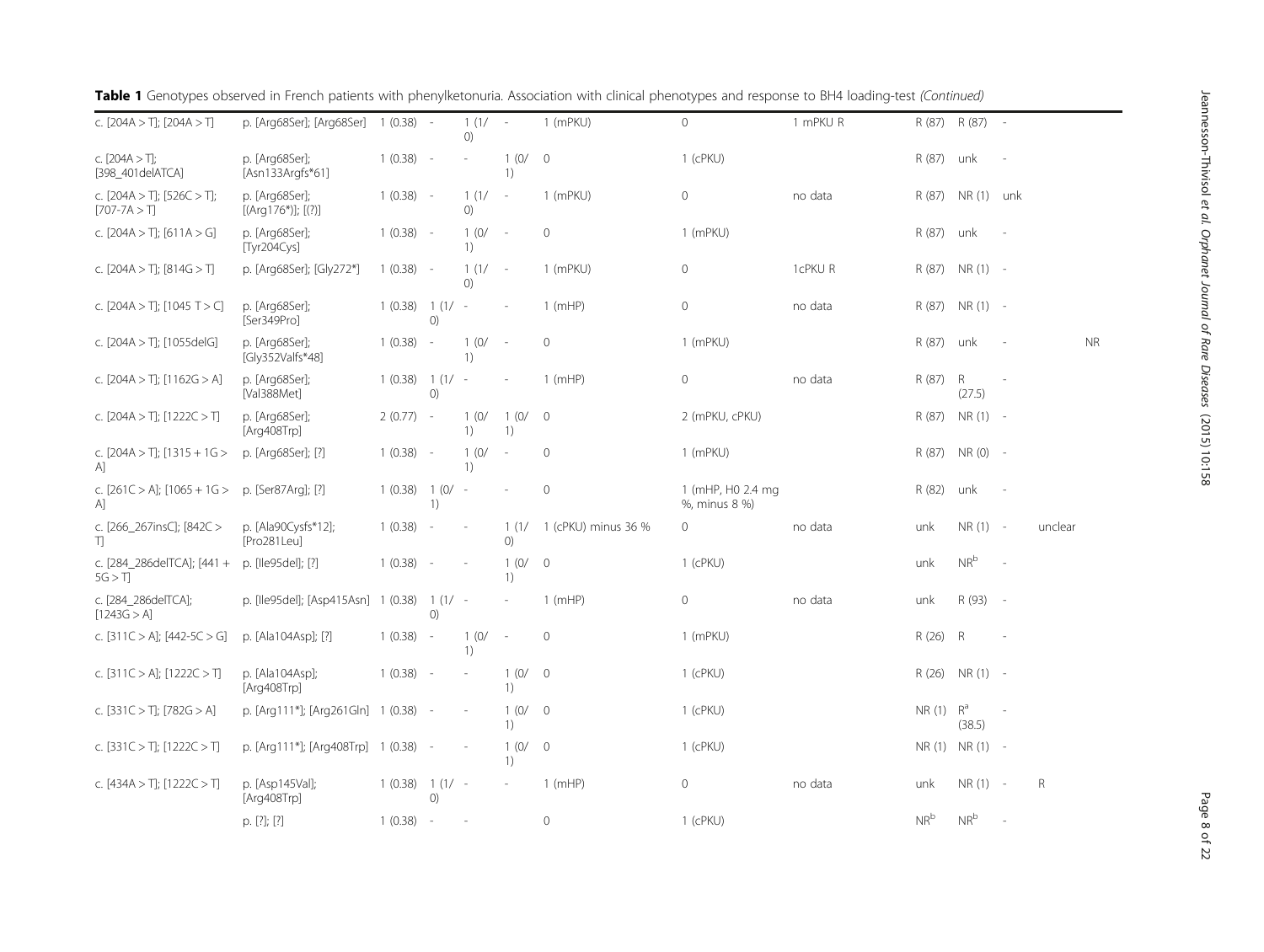**Table 1** Genotypes observed in French patients with phenylketonuria. Association with clinical phenotypes and response to BH4 loading-test *(Continued)*

| | | | | | | | | | | | | | |
|---|---|---|---|---|---|---|---|---|---|---|---|---|---|
| c. [204A > T]; [204A > T] | p. [Arg68Ser]; [Arg68Ser] | 1 (0.38) | - | 1 (1/0) | - | 1 (mPKU) | 0 | 1 mPKU R | R (87) | R (87) | - | | |
| c. [204A > T]; [398_401delATCA] | p. [Arg68Ser]; [Asn133Argfs*61] | 1 (0.38) | - | - | 1 (0/1) | 0 | 1 (cPKU) | | R (87) | unk | - | | |
| c. [204A > T]; [526C > T]; [707-7A > T] | p. [Arg68Ser]; [(Arg176*)]; [(?)] | 1 (0.38) | - | 1 (1/0) | - | 1 (mPKU) | 0 | no data | R (87) | NR (1) | unk | | |
| c. [204A > T]; [611A > G] | p. [Arg68Ser]; [Tyr204Cys] | 1 (0.38) | - | 1 (0/1) | - | 0 | 1 (mPKU) | | R (87) | unk | - | | |
| c. [204A > T]; [814G > T] | p. [Arg68Ser]; [Gly272*] | 1 (0.38) | - | 1 (1/0) | - | 1 (mPKU) | 0 | 1cPKU R | R (87) | NR (1) | - | | |
| c. [204A > T]; [1045 T > C] | p. [Arg68Ser]; [Ser349Pro] | 1 (0.38) | 1 (1/0) | - | - | 1 (mHP) | 0 | no data | R (87) | NR (1) | - | | |
| c. [204A > T]; [1055delG] | p. [Arg68Ser]; [Gly352Valfs*48] | 1 (0.38) | - | 1 (0/1) | - | 0 | 1 (mPKU) | | R (87) | unk | - | | NR |
| c. [204A > T]; [1162G > A] | p. [Arg68Ser]; [Val388Met] | 1 (0.38) | 1 (1/0) | - | - | 1 (mHP) | 0 | no data | R (87) | R (27.5) | - | | |
| c. [204A > T]; [1222C > T] | p. [Arg68Ser]; [Arg408Trp] | 2 (0.77) | - | 1 (0/1) | 1 (0/1) | 0 | 2 (mPKU, cPKU) | | R (87) | NR (1) | - | | |
| c. [204A > T]; [1315 + 1G > A] | p. [Arg68Ser]; [?] | 1 (0.38) | - | 1 (0/1) | - | 0 | 1 (mPKU) | | R (87) | NR (0) | - | | |
| c. [261C > A]; [1065 + 1G > A] | p. [Ser87Arg]; [?] | 1 (0.38) | 1 (0/1) | - | - | 0 | 1 (mHP, H0 2.4 mg %, minus 8 %) | | R (82) | unk | - | | |
| c. [266_267insC]; [842C > T] | p. [Ala90Cysfs*12]; [Pro281Leu] | 1 (0.38) | - | - | 1 (1/0) | 1 (cPKU) minus 36 % | 0 | no data | unk | NR (1) | - | unclear | |
| c. [284_286delTCA]; [441 + 5G > T] | p. [Ile95del]; [?] | 1 (0.38) | - | - | 1 (0/1) | 0 | 1 (cPKU) | | unk | NR[b] | - | | |
| c. [284_286delTCA]; [1243G > A] | p. [Ile95del]; [Asp415Asn] | 1 (0.38) | 1 (1/0) | - | - | 1 (mHP) | 0 | no data | unk | R (93) | - | | |
| c. [311C > A]; [442-5C > G] | p. [Ala104Asp]; [?] | 1 (0.38) | - | 1 (0/1) | - | 0 | 1 (mPKU) | | R (26) | R | - | | |
| c. [311C > A]; [1222C > T] | p. [Ala104Asp]; [Arg408Trp] | 1 (0.38) | - | - | 1 (0/1) | 0 | 1 (cPKU) | | R (26) | NR (1) | - | | |
| c. [331C > T]; [782G > A] | p. [Arg111*]; [Arg261Gln] | 1 (0.38) | - | - | 1 (0/1) | 0 | 1 (cPKU) | | NR (1) | R[a] (38.5) | - | | |
| c. [331C > T]; [1222C > T] | p. [Arg111*]; [Arg408Trp] | 1 (0.38) | - | - | 1 (0/1) | 0 | 1 (cPKU) | | NR (1) | NR (1) | - | | |
| c. [434A > T]; [1222C > T] | p. [Asp145Val]; [Arg408Trp] | 1 (0.38) | 1 (1/0) | - | - | 1 (mHP) | 0 | no data | unk | NR (1) | - | R | |
| | p. [?]; [?] | 1 (0.38) | - | - | | 0 | 1 (cPKU) | | NR[b] | NR[b] | - | | |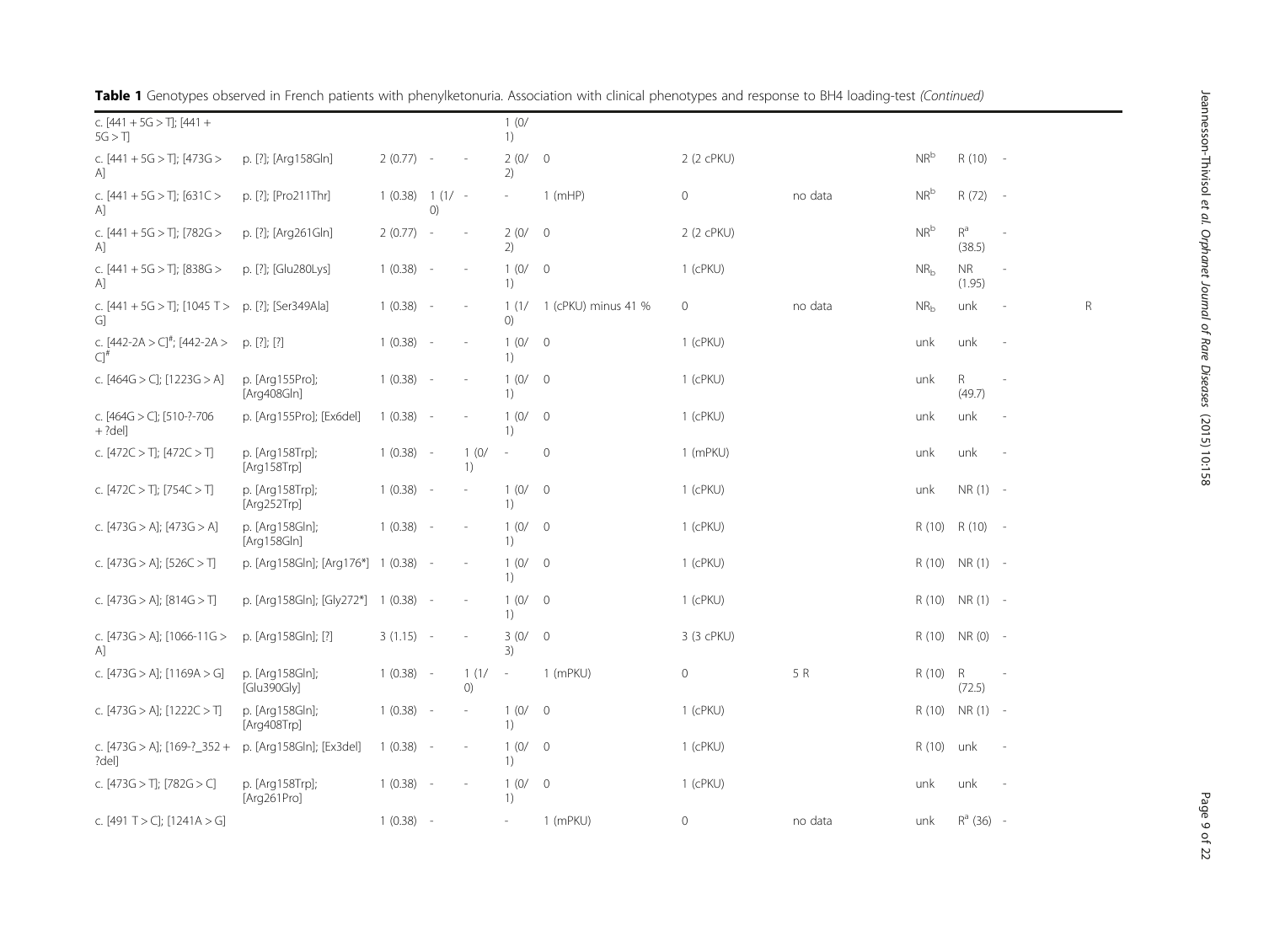**Table 1** Genotypes observed in French patients with phenylketonuria. Association with clinical phenotypes and response to BH4 loading-test *(Continued)*

| | | | | | | | | | | | | |
|---|---|---|---|---|---|---|---|---|---|---|---|---|
| c. [441 + 5G > T]; [441 + 5G > T] | | | | | 1 (0/1) | | | | | | | |
| c. [441 + 5G > T]; [473G > A] | p. [?]; [Arg158Gln] | 2 (0.77) | - | - | 2 (0/2) | 0 | 2 (2 cPKU) | | NR[b] | R (10) | - | |
| c. [441 + 5G > T]; [631C > A] | p. [?]; [Pro211Thr] | 1 (0.38) | 1 (1/0) | - | - | 1 (mHP) | 0 | no data | NR[b] | R (72) | - | |
| c. [441 + 5G > T]; [782G > A] | p. [?]; [Arg261Gln] | 2 (0.77) | - | - | 2 (0/2) | 0 | 2 (2 cPKU) | | NR[b] | R[a] (38.5) | - | |
| c. [441 + 5G > T]; [838G > A] | p. [?]; [Glu280Lys] | 1 (0.38) | - | - | 1 (0/1) | 0 | 1 (cPKU) | | $NR_b$ | NR (1.95) | - | |
| c. [441 + 5G > T]; [1045 T > G] | p. [?]; [Ser349Ala] | 1 (0.38) | - | - | 1 (1/0) | 1 (cPKU) minus 41 % | 0 | no data | $NR_b$ | unk | - | R |
| c. [442-2A > C][#]; [442-2A > C][#] | p. [?]; [?] | 1 (0.38) | - | - | 1 (0/1) | 0 | 1 (cPKU) | | unk | unk | - | |
| c. [464G > C]; [1223G > A] | p. [Arg155Pro]; [Arg408Gln] | 1 (0.38) | - | - | 1 (0/1) | 0 | 1 (cPKU) | | unk | R (49.7) | - | |
| c. [464G > C]; [510-?-706 + ?del] | p. [Arg155Pro]; [Ex6del] | 1 (0.38) | - | - | 1 (0/1) | 0 | 1 (cPKU) | | unk | unk | - | |
| c. [472C > T]; [472C > T] | p. [Arg158Trp]; [Arg158Trp] | 1 (0.38) | - | 1 (0/1) | - | 0 | 1 (mPKU) | | unk | unk | - | |
| c. [472C > T]; [754C > T] | p. [Arg158Trp]; [Arg252Trp] | 1 (0.38) | - | - | 1 (0/1) | 0 | 1 (cPKU) | | unk | NR (1) | - | |
| c. [473G > A]; [473G > A] | p. [Arg158Gln]; [Arg158Gln] | 1 (0.38) | - | - | 1 (0/1) | 0 | 1 (cPKU) | | R (10) | R (10) | - | |
| c. [473G > A]; [526C > T] | p. [Arg158Gln]; [Arg176*] | 1 (0.38) | - | - | 1 (0/1) | 0 | 1 (cPKU) | | R (10) | NR (1) | - | |
| c. [473G > A]; [814G > T] | p. [Arg158Gln]; [Gly272*] | 1 (0.38) | - | - | 1 (0/1) | 0 | 1 (cPKU) | | R (10) | NR (1) | - | |
| c. [473G > A]; [1066-11G > A] | p. [Arg158Gln]; [?] | 3 (1.15) | - | - | 3 (0/3) | 0 | 3 (3 cPKU) | | R (10) | NR (0) | - | |
| c. [473G > A]; [1169A > G] | p. [Arg158Gln]; [Glu390Gly] | 1 (0.38) | - | 1 (1/0) | - | 1 (mPKU) | 0 | 5 R | R (10) | R (72.5) | - | |
| c. [473G > A]; [1222C > T] | p. [Arg158Gln]; [Arg408Trp] | 1 (0.38) | - | - | 1 (0/1) | 0 | 1 (cPKU) | | R (10) | NR (1) | - | |
| c. [473G > A]; [169-?_352 + ?del] | p. [Arg158Gln]; [Ex3del] | 1 (0.38) | - | - | 1 (0/1) | 0 | 1 (cPKU) | | R (10) | unk | - | |
| c. [473G > T]; [782G > C] | p. [Arg158Trp]; [Arg261Pro] | 1 (0.38) | - | - | 1 (0/1) | 0 | 1 (cPKU) | | unk | unk | - | |
| c. [491 T > C]; [1241A > G] | | 1 (0.38) | - | | - | 1 (mPKU) | 0 | no data | unk | R[a] (36) | - | |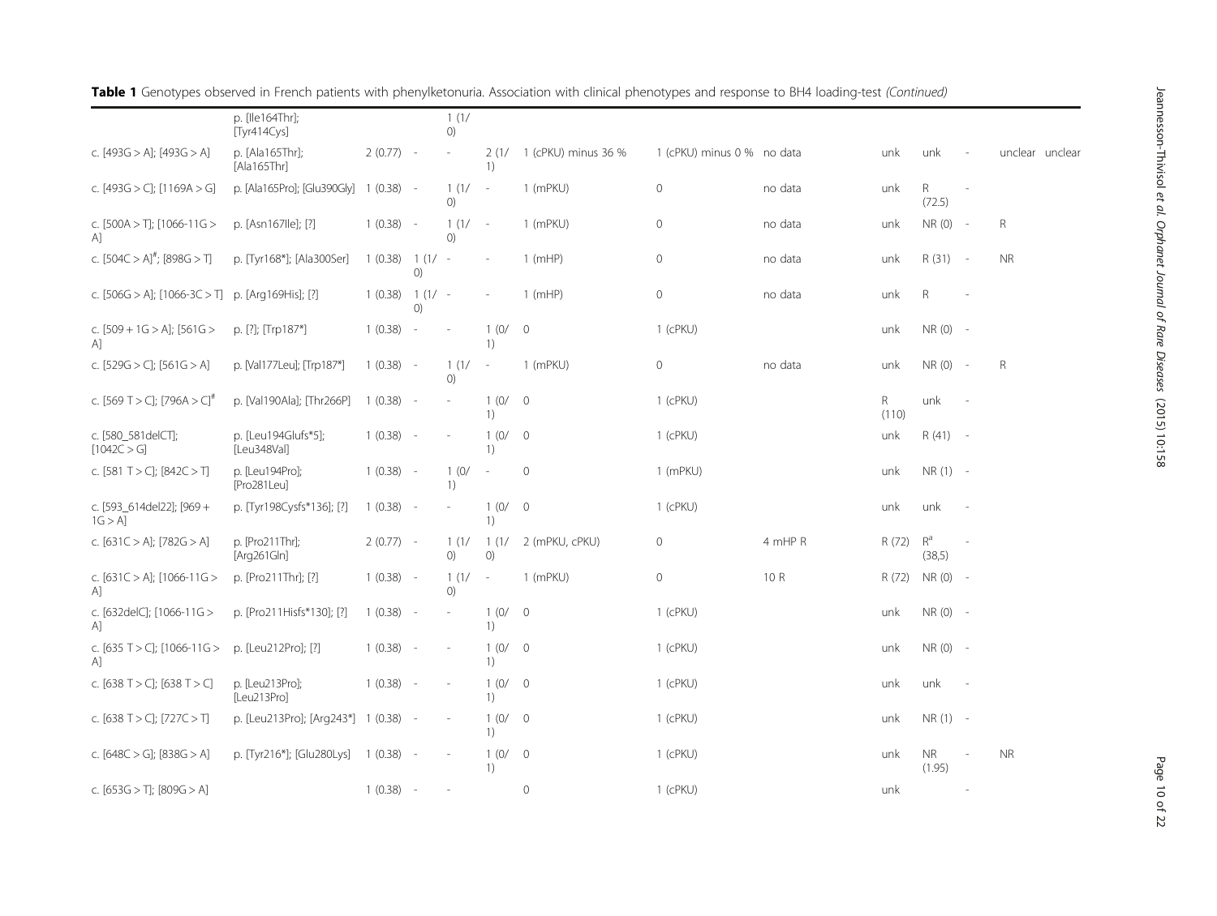**Table 1** Genotypes observed in French patients with phenylketonuria. Association with clinical phenotypes and response to BH4 loading-test *(Continued)*

| | | | | | | | | | | | | | |
|---|---|---|---|---|---|---|---|---|---|---|---|---|---|
| | p. [Ile164Thr]; [Tyr414Cys] | | | 1 (1/0) | | | | | | | | | |
| c. [493G > A]; [493G > A] | p. [Ala165Thr]; [Ala165Thr] | 2 (0.77) | - | - | 2 (1/1) | 1 (cPKU) minus 36 % | 1 (cPKU) minus 0 % | no data | unk | unk | - | unclear | unclear |
| c. [493G > C]; [1169A > G] | p. [Ala165Pro]; [Glu390Gly] | 1 (0.38) | - | 1 (1/0) | - | 1 (mPKU) | 0 | no data | unk | R (72.5) | - | | |
| c. [500A > T]; [1066-11G > A] | p. [Asn167Ile]; [?] | 1 (0.38) | - | 1 (1/0) | - | 1 (mPKU) | 0 | no data | unk | NR (0) | - | R | |
| c. [504C > A][#]; [898G > T] | p. [Tyr168*]; [Ala300Ser] | 1 (0.38) | 1 (1/0) | - | - | 1 (mHP) | 0 | no data | unk | R (31) | - | NR | |
| c. [506G > A]; [1066-3C > T] | p. [Arg169His]; [?] | 1 (0.38) | 1 (1/0) | - | - | 1 (mHP) | 0 | no data | unk | R | - | | |
| c. [509 + 1G > A]; [561G > A] | p. [?]; [Trp187*] | 1 (0.38) | - | - | 1 (0/1) | 0 | 1 (cPKU) | | unk | NR (0) | - | | |
| c. [529G > C]; [561G > A] | p. [Val177Leu]; [Trp187*] | 1 (0.38) | - | 1 (1/0) | - | 1 (mPKU) | 0 | no data | unk | NR (0) | - | R | |
| c. [569 T > C]; [796A > C][#] | p. [Val190Ala]; [Thr266P] | 1 (0.38) | - | - | 1 (0/1) | 0 | 1 (cPKU) | | R (110) | unk | - | | |
| c. [580_581delCT]; [1042C > G] | p. [Leu194Glufs*5]; [Leu348Val] | 1 (0.38) | - | - | 1 (0/1) | 0 | 1 (cPKU) | | unk | R (41) | - | | |
| c. [581 T > C]; [842C > T] | p. [Leu194Pro]; [Pro281Leu] | 1 (0.38) | - | 1 (0/1) | - | 0 | 1 (mPKU) | | unk | NR (1) | - | | |
| c. [593_614del22]; [969 + 1G > A] | p. [Tyr198Cysfs*136]; [?] | 1 (0.38) | - | - | 1 (0/1) | 0 | 1 (cPKU) | | unk | unk | - | | |
| c. [631C > A]; [782G > A] | p. [Pro211Thr]; [Arg261Gln] | 2 (0.77) | - | 1 (1/0) | 1 (1/0) | 2 (mPKU, cPKU) | 0 | 4 mHP R | R (72) | R[a] (38,5) | - | | |
| c. [631C > A]; [1066-11G > A] | p. [Pro211Thr]; [?] | 1 (0.38) | - | 1 (1/0) | - | 1 (mPKU) | 0 | 10 R | R (72) | NR (0) | - | | |
| c. [632delC]; [1066-11G > A] | p. [Pro211Hisfs*130]; [?] | 1 (0.38) | - | - | 1 (0/1) | 0 | 1 (cPKU) | | unk | NR (0) | - | | |
| c. [635 T > C]; [1066-11G > A] | p. [Leu212Pro]; [?] | 1 (0.38) | - | - | 1 (0/1) | 0 | 1 (cPKU) | | unk | NR (0) | - | | |
| c. [638 T > C]; [638 T > C] | p. [Leu213Pro]; [Leu213Pro] | 1 (0.38) | - | - | 1 (0/1) | 0 | 1 (cPKU) | | unk | unk | - | | |
| c. [638 T > C]; [727C > T] | p. [Leu213Pro]; [Arg243*] | 1 (0.38) | - | - | 1 (0/1) | 0 | 1 (cPKU) | | unk | NR (1) | - | | |
| c. [648C > G]; [838G > A] | p. [Tyr216*]; [Glu280Lys] | 1 (0.38) | - | - | 1 (0/1) | 0 | 1 (cPKU) | | unk | NR (1.95) | - | NR | |
| c. [653G > T]; [809G > A] | | 1 (0.38) | - | - | | 0 | 1 (cPKU) | | unk | | - | | |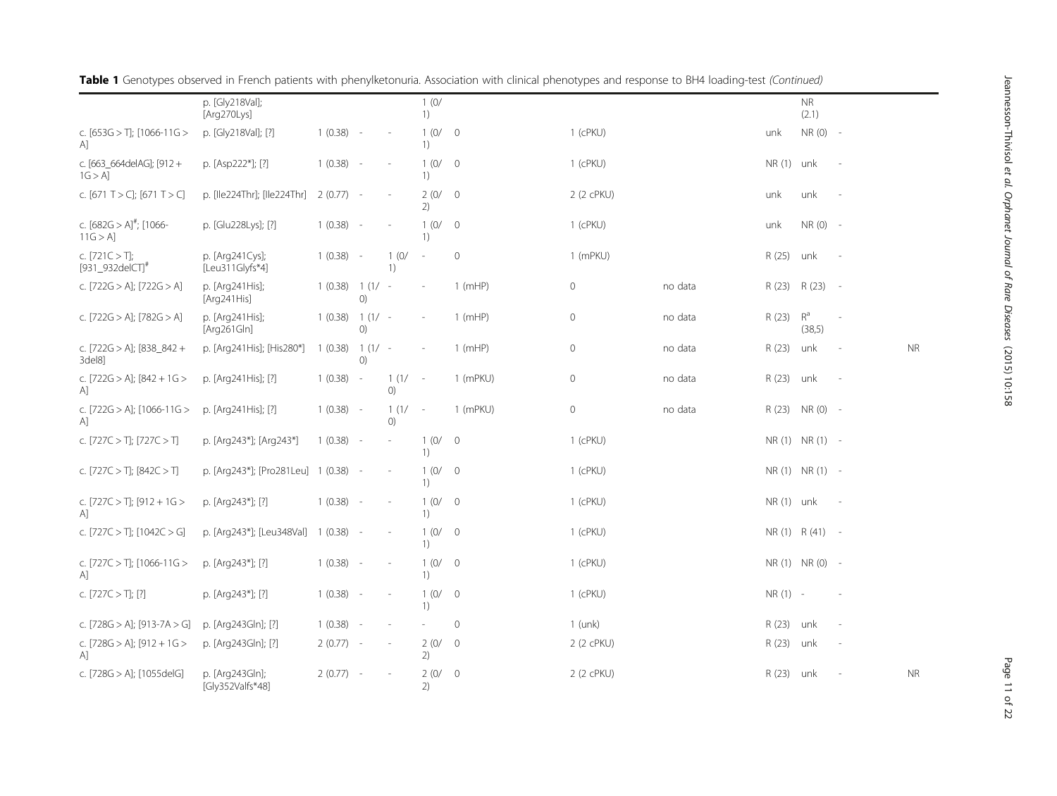**Table 1** Genotypes observed in French patients with phenylketonuria. Association with clinical phenotypes and response to BH4 loading-test *(Continued)*

| | | | | | | | | | | | | |
|---|---|---|---|---|---|---|---|---|---|---|---|---|
| | p. [Gly218Val]; [Arg270Lys] | | | | 1 (0/1) | | | | | NR (2.1) | | |
| c. [653G > T]; [1066-11G > A] | p. [Gly218Val]; [?] | 1 (0.38) | - | - | 1 (0/1) | 0 | 1 (cPKU) | | unk | NR (0) | - | |
| c. [663_664delAG]; [912 + 1G > A] | p. [Asp222*]; [?] | 1 (0.38) | - | - | 1 (0/1) | 0 | 1 (cPKU) | | NR (1) | unk | - | |
| c. [671 T > C]; [671 T > C] | p. [Ile224Thr]; [Ile224Thr] | 2 (0.77) | - | - | 2 (0/2) | 0 | 2 (2 cPKU) | | unk | unk | - | |
| c. [682G > A][#]; [1066-11G > A] | p. [Glu228Lys]; [?] | 1 (0.38) | - | - | 1 (0/1) | 0 | 1 (cPKU) | | unk | NR (0) | - | |
| c. [721C > T]; [931_932delCT][#] | p. [Arg241Cys]; [Leu311Glyfs*4] | 1 (0.38) | - | 1 (0/1) | - | 0 | 1 (mPKU) | | R (25) | unk | - | |
| c. [722G > A]; [722G > A] | p. [Arg241His]; [Arg241His] | 1 (0.38) | 1 (1/0) | - | - | 1 (mHP) | 0 | no data | R (23) | R (23) | - | |
| c. [722G > A]; [782G > A] | p. [Arg241His]; [Arg261Gln] | 1 (0.38) | 1 (1/0) | - | - | 1 (mHP) | 0 | no data | R (23) | R[a] (38,5) | - | |
| c. [722G > A]; [838_842 + 3del8] | p. [Arg241His]; [His280*] | 1 (0.38) | 1 (1/0) | - | - | 1 (mHP) | 0 | no data | R (23) | unk | - | NR |
| c. [722G > A]; [842 + 1G > A] | p. [Arg241His]; [?] | 1 (0.38) | - | 1 (1/0) | - | 1 (mPKU) | 0 | no data | R (23) | unk | - | |
| c. [722G > A]; [1066-11G > A] | p. [Arg241His]; [?] | 1 (0.38) | - | 1 (1/0) | - | 1 (mPKU) | 0 | no data | R (23) | NR (0) | - | |
| c. [727C > T]; [727C > T] | p. [Arg243*]; [Arg243*] | 1 (0.38) | - | - | 1 (0/1) | 0 | 1 (cPKU) | | NR (1) | NR (1) | - | |
| c. [727C > T]; [842C > T] | p. [Arg243*]; [Pro281Leu] | 1 (0.38) | - | - | 1 (0/1) | 0 | 1 (cPKU) | | NR (1) | NR (1) | - | |
| c. [727C > T]; [912 + 1G > A] | p. [Arg243*]; [?] | 1 (0.38) | - | - | 1 (0/1) | 0 | 1 (cPKU) | | NR (1) | unk | - | |
| c. [727C > T]; [1042C > G] | p. [Arg243*]; [Leu348Val] | 1 (0.38) | - | - | 1 (0/1) | 0 | 1 (cPKU) | | NR (1) | R (41) | - | |
| c. [727C > T]; [1066-11G > A] | p. [Arg243*]; [?] | 1 (0.38) | - | - | 1 (0/1) | 0 | 1 (cPKU) | | NR (1) | NR (0) | - | |
| c. [727C > T]; [?] | p. [Arg243*]; [?] | 1 (0.38) | - | - | 1 (0/1) | 0 | 1 (cPKU) | | NR (1) | - | - | |
| c. [728G > A]; [913-7A > G] | p. [Arg243Gln]; [?] | 1 (0.38) | - | - | - | 0 | 1 (unk) | | R (23) | unk | - | |
| c. [728G > A]; [912 + 1G > A] | p. [Arg243Gln]; [?] | 2 (0.77) | - | - | 2 (0/2) | 0 | 2 (2 cPKU) | | R (23) | unk | - | |
| c. [728G > A]; [1055delG] | p. [Arg243Gln]; [Gly352Valfs*48] | 2 (0.77) | - | - | 2 (0/2) | 0 | 2 (2 cPKU) | | R (23) | unk | - | NR |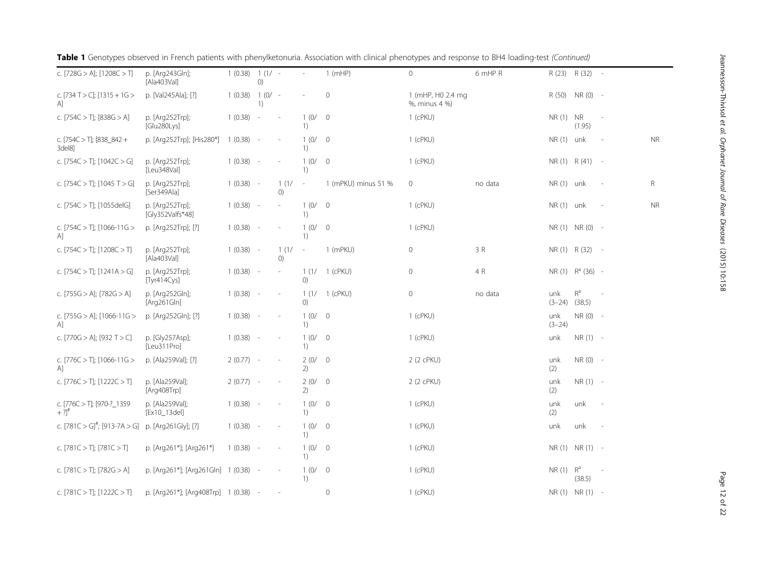**Table 1** Genotypes observed in French patients with phenylketonuria. Association with clinical phenotypes and response to BH4 loading-test *(Continued)*

| | | | | | | | | | | | | |
|---|---|---|---|---|---|---|---|---|---|---|---|---|
| c. [728G > A]; [1208C > T] | p. [Arg243Gln]; [Ala403Val] | 1 (0.38) | 1 (1/0) | - | - | 1 (mHP) | 0 | 6 mHP R | R (23) | R (32) | - | |
| c. [734 T > C]; [1315 + 1G > A] | p. [Val245Ala]; [?] | 1 (0.38) | 1 (0/1) | - | - | 0 | 1 (mHP, H0 2.4 mg %, minus 4 %) | | R (50) | NR (0) | - | |
| c. [754C > T]; [838G > A] | p. [Arg252Trp]; [Glu280Lys] | 1 (0.38) | - | - | 1 (0/1) | 0 | 1 (cPKU) | | NR (1) | NR (1.95) | - | |
| c. [754C > T]; [838_842 + 3del8] | p. [Arg252Trp]; [His280*] | 1 (0.38) | - | - | 1 (0/1) | 0 | 1 (cPKU) | | NR (1) | unk | - | NR |
| c. [754C > T]; [1042C > G] | p. [Arg252Trp]; [Leu348Val] | 1 (0.38) | - | - | 1 (0/1) | 0 | 1 (cPKU) | | NR (1) | R (41) | - | |
| c. [754C > T]; [1045 T > G] | p. [Arg252Trp]; [Ser349Ala] | 1 (0.38) | - | 1 (1/0) | - | 1 (mPKU) minus 51 % | 0 | no data | NR (1) | unk | - | R |
| c. [754C > T]; [1055delG] | p. [Arg252Trp]; [Gly352Valfs*48] | 1 (0.38) | - | - | 1 (0/1) | 0 | 1 (cPKU) | | NR (1) | unk | - | NR |
| c. [754C > T]; [1066-11G > A] | p. [Arg252Trp]; [?] | 1 (0.38) | - | - | 1 (0/1) | 0 | 1 (cPKU) | | NR (1) | NR (0) | - | |
| c. [754C > T]; [1208C > T] | p. [Arg252Trp]; [Ala403Val] | 1 (0.38) | - | 1 (1/0) | - | 1 (mPKU) | 0 | 3 R | NR (1) | R (32) | - | |
| c. [754C > T]; [1241A > G] | p. [Arg252Trp]; [Tyr414Cys] | 1 (0.38) | - | - | 1 (1/0) | 1 (cPKU) | 0 | 4 R | NR (1) | R[a] (36) | - | |
| c. [755G > A]; [782G > A] | p. [Arg252Gln]; [Arg261Gln] | 1 (0.38) | - | - | 1 (1/0) | 1 (cPKU) | 0 | no data | unk (3–24) | R[a] (38,5) | - | |
| c. [755G > A]; [1066-11G > A] | p. [Arg252Gln]; [?] | 1 (0.38) | - | - | 1 (0/1) | 0 | 1 (cPKU) | | unk (3–24) | NR (0) | - | |
| c. [770G > A]; [932 T > C] | p. [Gly257Asp]; [Leu311Pro] | 1 (0.38) | - | - | 1 (0/1) | 0 | 1 (cPKU) | | unk | NR (1) | - | |
| c. [776C > T]; [1066-11G > A] | p. [Ala259Val]; [?] | 2 (0.77) | - | - | 2 (0/2) | 0 | 2 (2 cPKU) | | unk (2) | NR (0) | - | |
| c. [776C > T]; [1222C > T] | p. [Ala259Val]; [Arg408Trp] | 2 (0.77) | - | - | 2 (0/2) | 0 | 2 (2 cPKU) | | unk (2) | NR (1) | - | |
| c. [776C > T]; [970-?_1359 + ?][#] | p. [Ala259Val]; [Ex10_13del] | 1 (0.38) | - | - | 1 (0/1) | 0 | 1 (cPKU) | | unk (2) | unk | - | |
| c. [781C > G][#]; [913-7A > G] | p. [Arg261Gly]; [?] | 1 (0.38) | - | - | 1 (0/1) | 0 | 1 (cPKU) | | unk | unk | - | |
| c. [781C > T]; [781C > T] | p. [Arg261*]; [Arg261*] | 1 (0.38) | - | - | 1 (0/1) | 0 | 1 (cPKU) | | NR (1) | NR (1) | - | |
| c. [781C > T]; [782G > A] | p. [Arg261*]; [Arg261Gln] | 1 (0.38) | - | - | 1 (0/1) | 0 | 1 (cPKU) | | NR (1) | R[a] (38.5) | - | |
| c. [781C > T]; [1222C > T] | p. [Arg261*]; [Arg408Trp] | 1 (0.38) | - | - | | 0 | 1 (cPKU) | | NR (1) | NR (1) | - | |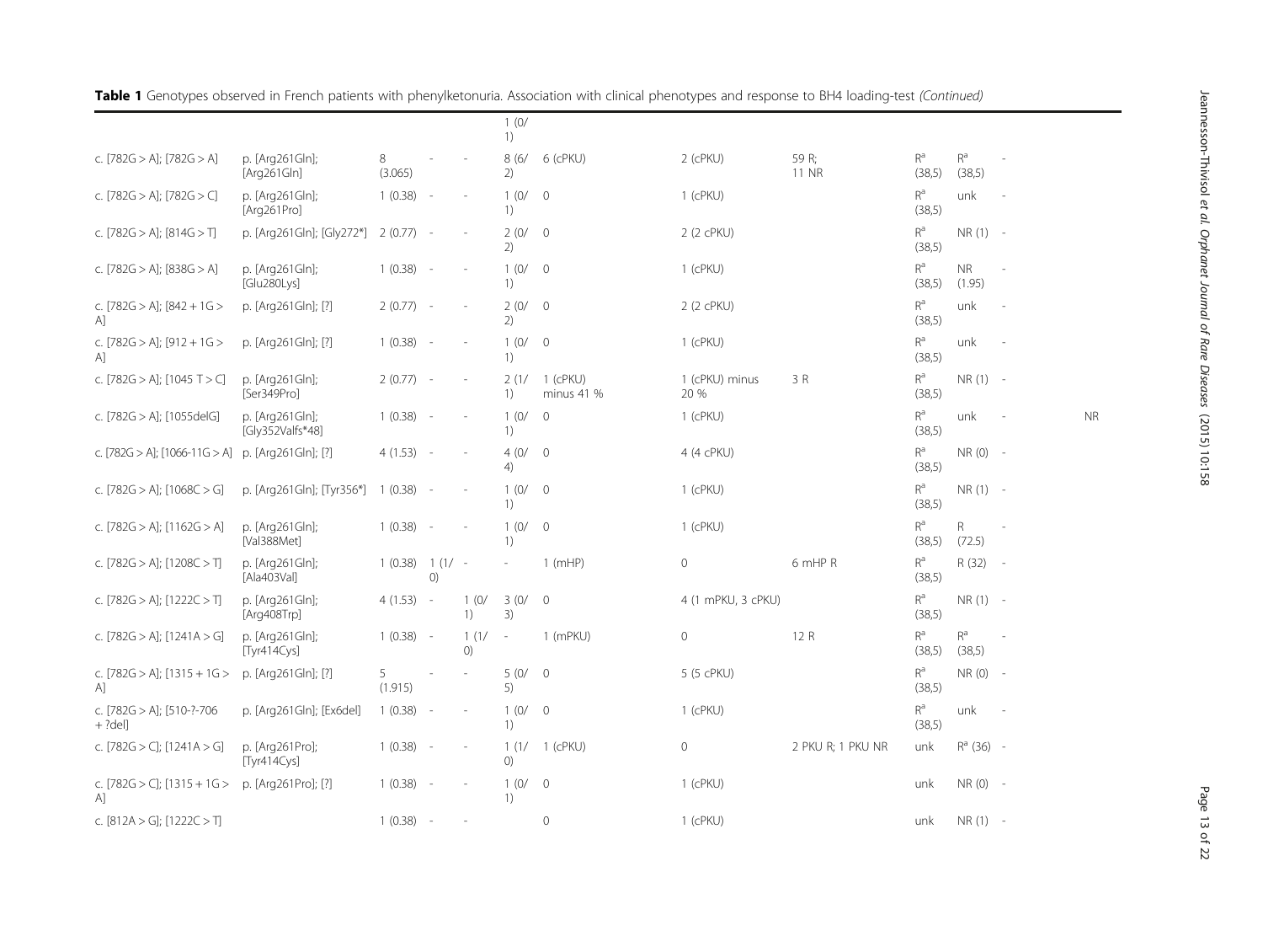| | | | | | | | | | | | | |
|---|---|---|---|---|---|---|---|---|---|---|---|---|
| | | | | | 1 (0/ 1) | | | | | | | |
| c. [782G > A]; [782G > A] | p. [Arg261Gln]; [Arg261Gln] | 8 (3.065) | - | - | 8 (6/ 2) | 6 (cPKU) | 2 (cPKU) | 59 R; 11 NR | R[a] (38,5) | R[a] (38,5) | - | |
| c. [782G > A]; [782G > C] | p. [Arg261Gln]; [Arg261Pro] | 1 (0.38) | - | - | 1 (0/ 1) | 0 | 1 (cPKU) | | R[a] (38,5) | unk | - | |
| c. [782G > A]; [814G > T] | p. [Arg261Gln]; [Gly272*] | 2 (0.77) | - | - | 2 (0/ 2) | 0 | 2 (2 cPKU) | | R[a] (38,5) | NR (1) | - | |
| c. [782G > A]; [838G > A] | p. [Arg261Gln]; [Glu280Lys] | 1 (0.38) | - | - | 1 (0/ 1) | 0 | 1 (cPKU) | | R[a] (38,5) | NR (1.95) | - | |
| c. [782G > A]; [842 + 1G > A] | p. [Arg261Gln]; [?] | 2 (0.77) | - | - | 2 (0/ 2) | 0 | 2 (2 cPKU) | | R[a] (38,5) | unk | - | |
| c. [782G > A]; [912 + 1G > A] | p. [Arg261Gln]; [?] | 1 (0.38) | - | - | 1 (0/ 1) | 0 | 1 (cPKU) | | R[a] (38,5) | unk | - | |
| c. [782G > A]; [1045 T > C] | p. [Arg261Gln]; [Ser349Pro] | 2 (0.77) | - | - | 2 (1/ 1) | 1 (cPKU) minus 41 % | 1 (cPKU) minus 20 % | 3 R | R[a] (38,5) | NR (1) | - | |
| c. [782G > A]; [1055delG] | p. [Arg261Gln]; [Gly352Valfs*48] | 1 (0.38) | - | - | 1 (0/ 1) | 0 | 1 (cPKU) | | R[a] (38,5) | unk | - | NR |
| c. [782G > A]; [1066-11G > A] | p. [Arg261Gln]; [?] | 4 (1.53) | - | - | 4 (0/ 4) | 0 | 4 (4 cPKU) | | R[a] (38,5) | NR (0) | - | |
| c. [782G > A]; [1068C > G] | p. [Arg261Gln]; [Tyr356*] | 1 (0.38) | - | - | 1 (0/ 1) | 0 | 1 (cPKU) | | R[a] (38,5) | NR (1) | - | |
| c. [782G > A]; [1162G > A] | p. [Arg261Gln]; [Val388Met] | 1 (0.38) | - | - | 1 (0/ 1) | 0 | 1 (cPKU) | | R[a] (38,5) | R (72.5) | - | |
| c. [782G > A]; [1208C > T] | p. [Arg261Gln]; [Ala403Val] | 1 (0.38) | 1 (1/ 0) | - | - | 1 (mHP) | 0 | 6 mHP R | R[a] (38,5) | R (32) | - | |
| c. [782G > A]; [1222C > T] | p. [Arg261Gln]; [Arg408Trp] | 4 (1.53) | - | 1 (0/ 1) | 3 (0/ 3) | 0 | 4 (1 mPKU, 3 cPKU) | | R[a] (38,5) | NR (1) | - | |
| c. [782G > A]; [1241A > G] | p. [Arg261Gln]; [Tyr414Cys] | 1 (0.38) | - | 1 (1/ 0) | - | 1 (mPKU) | 0 | 12 R | R[a] (38,5) | R[a] (38,5) | - | |
| c. [782G > A]; [1315 + 1G > A] | p. [Arg261Gln]; [?] | 5 (1.915) | - | - | 5 (0/ 5) | 0 | 5 (5 cPKU) | | R[a] (38,5) | NR (0) | - | |
| c. [782G > A]; [510-?-706 + ?del] | p. [Arg261Gln]; [Ex6del] | 1 (0.38) | - | - | 1 (0/ 1) | 0 | 1 (cPKU) | | R[a] (38,5) | unk | - | |
| c. [782G > C]; [1241A > G] | p. [Arg261Pro]; [Tyr414Cys] | 1 (0.38) | - | - | 1 (1/ 0) | 1 (cPKU) | 0 | 2 PKU R; 1 PKU NR | unk | R[a] (36) | - | |
| c. [782G > C]; [1315 + 1G > A] | p. [Arg261Pro]; [?] | 1 (0.38) | - | - | 1 (0/ 1) | 0 | 1 (cPKU) | | unk | NR (0) | - | |
| c. [812A > G]; [1222C > T] | | 1 (0.38) | - | - | | 0 | 1 (cPKU) | | unk | NR (1) | - | |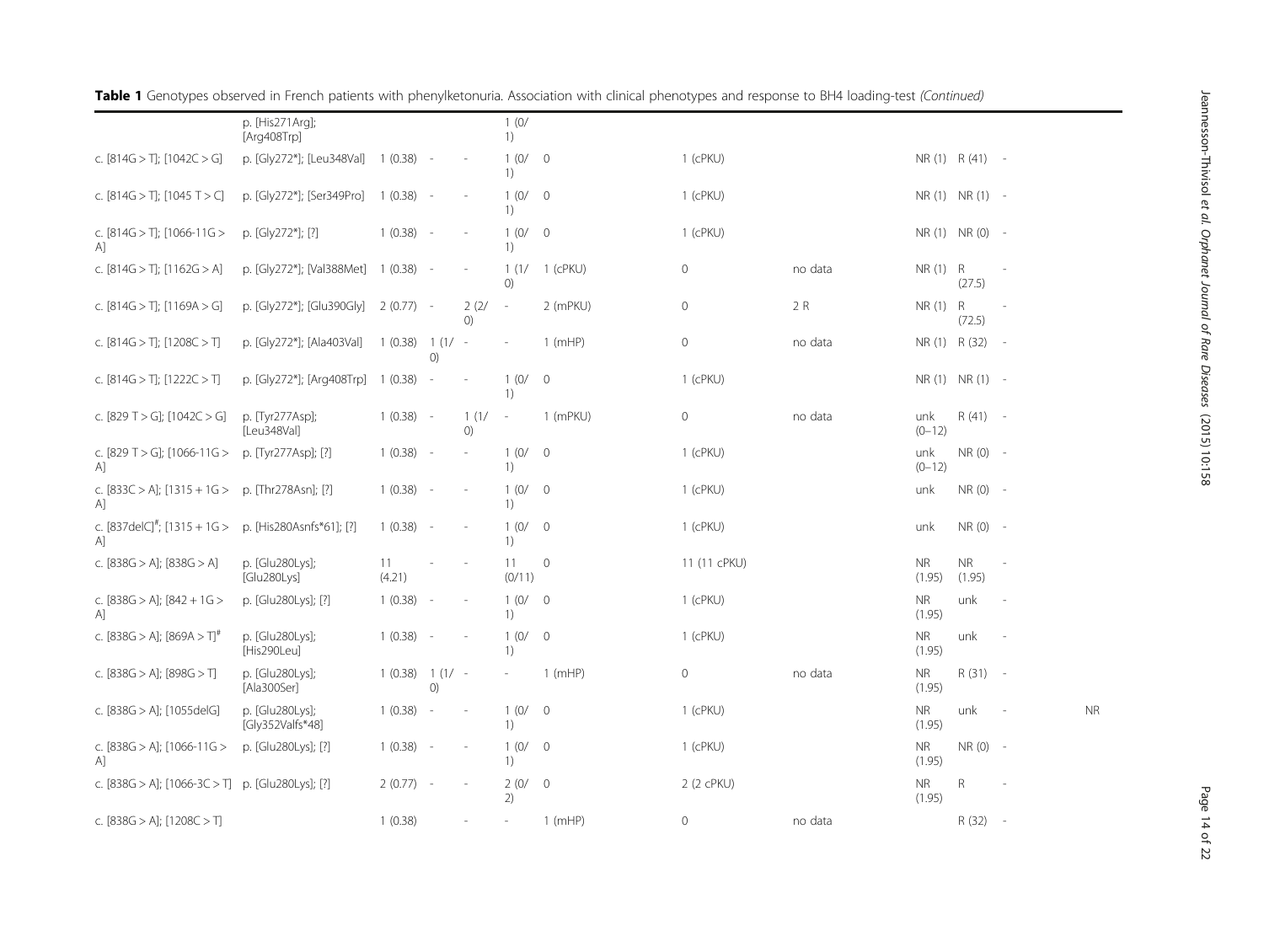**Table 1** Genotypes observed in French patients with phenylketonuria. Association with clinical phenotypes and response to BH4 loading-test *(Continued)*

| | | | | | | | | | | | | |
|---|---|---|---|---|---|---|---|---|---|---|---|---|
| | p. [His271Arg]; [Arg408Trp] | | | | 1 (0/1) | | | | | | | |
| c. [814G > T]; [1042C > G] | p. [Gly272*]; [Leu348Val] | 1 (0.38) | - | - | 1 (0/1) | 0 | 1 (cPKU) | | NR (1) | R (41) | - | |
| c. [814G > T]; [1045 T > C] | p. [Gly272*]; [Ser349Pro] | 1 (0.38) | - | - | 1 (0/1) | 0 | 1 (cPKU) | | NR (1) | NR (1) | - | |
| c. [814G > T]; [1066-11G > A] | p. [Gly272*]; [?] | 1 (0.38) | - | - | 1 (0/1) | 0 | 1 (cPKU) | | NR (1) | NR (0) | - | |
| c. [814G > T]; [1162G > A] | p. [Gly272*]; [Val388Met] | 1 (0.38) | - | - | 1 (1/0) | 1 (cPKU) | 0 | no data | NR (1) | R (27.5) | - | |
| c. [814G > T]; [1169A > G] | p. [Gly272*]; [Glu390Gly] | 2 (0.77) | - | 2 (2/0) | - | 2 (mPKU) | 0 | 2 R | NR (1) | R (72.5) | - | |
| c. [814G > T]; [1208C > T] | p. [Gly272*]; [Ala403Val] | 1 (0.38) | 1 (1/0) | - | - | 1 (mHP) | 0 | no data | NR (1) | R (32) | - | |
| c. [814G > T]; [1222C > T] | p. [Gly272*]; [Arg408Trp] | 1 (0.38) | - | - | 1 (0/1) | 0 | 1 (cPKU) | | NR (1) | NR (1) | - | |
| c. [829 T > G]; [1042C > G] | p. [Tyr277Asp]; [Leu348Val] | 1 (0.38) | - | 1 (1/0) | - | 1 (mPKU) | 0 | no data | unk (0–12) | R (41) | - | |
| c. [829 T > G]; [1066-11G > A] | p. [Tyr277Asp]; [?] | 1 (0.38) | - | - | 1 (0/1) | 0 | 1 (cPKU) | | unk (0–12) | NR (0) | - | |
| c. [833C > A]; [1315 + 1G > A] | p. [Thr278Asn]; [?] | 1 (0.38) | - | - | 1 (0/1) | 0 | 1 (cPKU) | | unk | NR (0) | - | |
| c. [837delC][#]; [1315 + 1G > A] | p. [His280Asnfs*61]; [?] | 1 (0.38) | - | - | 1 (0/1) | 0 | 1 (cPKU) | | unk | NR (0) | - | |
| c. [838G > A]; [838G > A] | p. [Glu280Lys]; [Glu280Lys] | 11 (4.21) | - | - | 11 (0/11) | 0 | 11 (11 cPKU) | | NR (1.95) | NR (1.95) | - | |
| c. [838G > A]; [842 + 1G > A] | p. [Glu280Lys]; [?] | 1 (0.38) | - | - | 1 (0/1) | 0 | 1 (cPKU) | | NR (1.95) | unk | - | |
| c. [838G > A]; [869A > T][#] | p. [Glu280Lys]; [His290Leu] | 1 (0.38) | - | - | 1 (0/1) | 0 | 1 (cPKU) | | NR (1.95) | unk | - | |
| c. [838G > A]; [898G > T] | p. [Glu280Lys]; [Ala300Ser] | 1 (0.38) | 1 (1/0) | - | - | 1 (mHP) | 0 | no data | NR (1.95) | R (31) | - | |
| c. [838G > A]; [1055delG] | p. [Glu280Lys]; [Gly352Valfs*48] | 1 (0.38) | - | - | 1 (0/1) | 0 | 1 (cPKU) | | NR (1.95) | unk | - | NR |
| c. [838G > A]; [1066-11G > A] | p. [Glu280Lys]; [?] | 1 (0.38) | - | - | 1 (0/1) | 0 | 1 (cPKU) | | NR (1.95) | NR (0) | - | |
| c. [838G > A]; [1066-3C > T] | p. [Glu280Lys]; [?] | 2 (0.77) | - | - | 2 (0/2) | 0 | 2 (2 cPKU) | | NR (1.95) | R | - | |
| c. [838G > A]; [1208C > T] | | 1 (0.38) | | - | - | 1 (mHP) | 0 | no data | | R (32) | - | |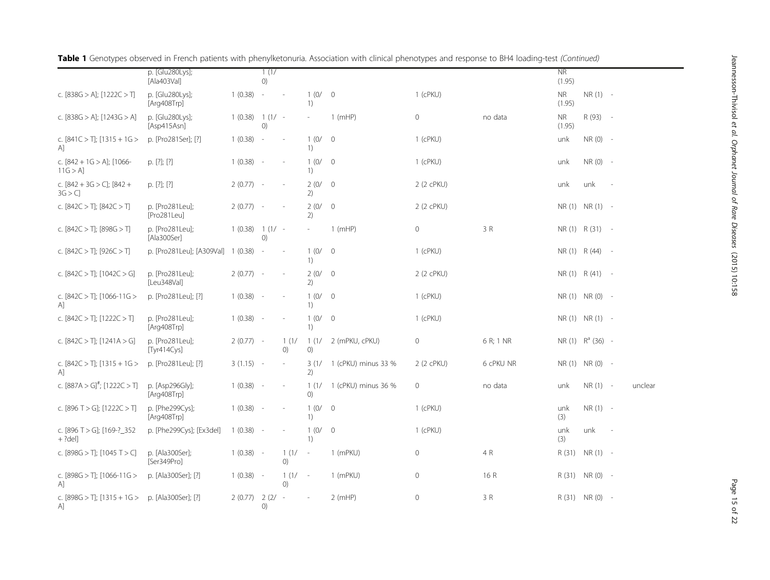**Table 1** Genotypes observed in French patients with phenylketonuria. Association with clinical phenotypes and response to BH4 loading-test *(Continued)*

| | | | | | | | | | | | | |
|---|---|---|---|---|---|---|---|---|---|---|---|---|
| | p. [Glu280Lys]; [Ala403Val] | | 1 (1/0) | | | | | | NR (1.95) | | | |
| c. [838G > A]; [1222C > T] | p. [Glu280Lys]; [Arg408Trp] | 1 (0.38) | - | - | 1 (0/1) | 0 | 1 (cPKU) | | NR (1.95) | NR (1) | - | |
| c. [838G > A]; [1243G > A] | p. [Glu280Lys]; [Asp415Asn] | 1 (0.38) | 1 (1/0) | - | - | 1 (mHP) | 0 | no data | NR (1.95) | R (93) | - | |
| c. [841C > T]; [1315 + 1G > A] | p. [Pro281Ser]; [?] | 1 (0.38) | - | - | 1 (0/1) | 0 | 1 (cPKU) | | unk | NR (0) | - | |
| c. [842 + 1G > A]; [1066-11G > A] | p. [?]; [?] | 1 (0.38) | - | - | 1 (0/1) | 0 | 1 (cPKU) | | unk | NR (0) | - | |
| c. [842 + 3G > C]; [842 + 3G > C] | p. [?]; [?] | 2 (0.77) | - | - | 2 (0/2) | 0 | 2 (2 cPKU) | | unk | unk | - | |
| c. [842C > T]; [842C > T] | p. [Pro281Leu]; [Pro281Leu] | 2 (0.77) | - | - | 2 (0/2) | 0 | 2 (2 cPKU) | | NR (1) | NR (1) | - | |
| c. [842C > T]; [898G > T] | p. [Pro281Leu]; [Ala300Ser] | 1 (0.38) | 1 (1/0) | - | - | 1 (mHP) | 0 | 3 R | NR (1) | R (31) | - | |
| c. [842C > T]; [926C > T] | p. [Pro281Leu]; [A309Val] | 1 (0.38) | - | - | 1 (0/1) | 0 | 1 (cPKU) | | NR (1) | R (44) | - | |
| c. [842C > T]; [1042C > G] | p. [Pro281Leu]; [Leu348Val] | 2 (0.77) | - | - | 2 (0/2) | 0 | 2 (2 cPKU) | | NR (1) | R (41) | - | |
| c. [842C > T]; [1066-11G > A] | p. [Pro281Leu]; [?] | 1 (0.38) | - | - | 1 (0/1) | 0 | 1 (cPKU) | | NR (1) | NR (0) | - | |
| c. [842C > T]; [1222C > T] | p. [Pro281Leu]; [Arg408Trp] | 1 (0.38) | - | - | 1 (0/1) | 0 | 1 (cPKU) | | NR (1) | NR (1) | - | |
| c. [842C > T]; [1241A > G] | p. [Pro281Leu]; [Tyr414Cys] | 2 (0.77) | - | 1 (1/0) | 1 (1/0) | 2 (mPKU, cPKU) | 0 | 6 R; 1 NR | NR (1) | R[a] (36) | - | |
| c. [842C > T]; [1315 + 1G > A] | p. [Pro281Leu]; [?] | 3 (1.15) | - | - | 3 (1/2) | 1 (cPKU) minus 33 % | 2 (2 cPKU) | 6 cPKU NR | NR (1) | NR (0) | - | |
| c. [887A > G][#]; [1222C > T] | p. [Asp296Gly]; [Arg408Trp] | 1 (0.38) | - | - | 1 (1/0) | 1 (cPKU) minus 36 % | 0 | no data | unk | NR (1) | - | unclear |
| c. [896 T > G]; [1222C > T] | p. [Phe299Cys]; [Arg408Trp] | 1 (0.38) | - | - | 1 (0/1) | 0 | 1 (cPKU) | | unk (3) | NR (1) | - | |
| c. [896 T > G]; [169-?_352 + ?del] | p. [Phe299Cys]; [Ex3del] | 1 (0.38) | - | - | 1 (0/1) | 0 | 1 (cPKU) | | unk (3) | unk | - | |
| c. [898G > T]; [1045 T > C] | p. [Ala300Ser]; [Ser349Pro] | 1 (0.38) | - | 1 (1/0) | - | 1 (mPKU) | 0 | 4 R | R (31) | NR (1) | - | |
| c. [898G > T]; [1066-11G > A] | p. [Ala300Ser]; [?] | 1 (0.38) | - | 1 (1/0) | - | 1 (mPKU) | 0 | 16 R | R (31) | NR (0) | - | |
| c. [898G > T]; [1315 + 1G > A] | p. [Ala300Ser]; [?] | 2 (0.77) | 2 (2/0) | - | - | 2 (mHP) | 0 | 3 R | R (31) | NR (0) | - | |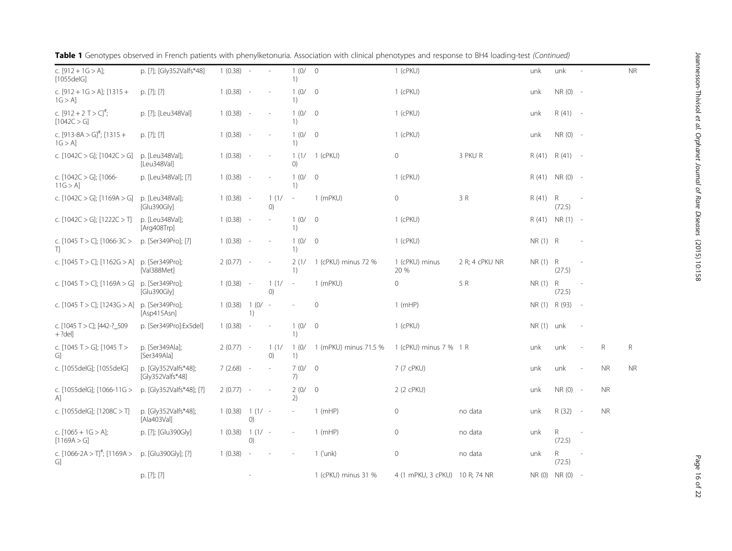**Table 1** Genotypes observed in French patients with phenylketonuria. Association with clinical phenotypes and response to BH4 loading-test *(Continued)*

| | | | | | | | | | | | | | |
|---|---|---|---|---|---|---|---|---|---|---|---|---|---|
| c. [912 + 1G > A]; [1055delG] | p. [?]; [Gly352Valfs*48] | 1 (0.38) | - | - | 1 (0/1) | 0 | 1 (cPKU) | | unk | unk | - | | NR |
| c. [912 + 1G > A]; [1315 + 1G > A] | p. [?]; [?] | 1 (0.38) | - | - | 1 (0/1) | 0 | 1 (cPKU) | | unk | NR (0) | - | | |
| c. [912 + 2 T > C]#; [1042C > G] | p. [?]; [Leu348Val] | 1 (0.38) | - | - | 1 (0/1) | 0 | 1 (cPKU) | | unk | R (41) | - | | |
| c. [913-8A > G]#; [1315 + 1G > A] | p. [?]; [?] | 1 (0.38) | - | - | 1 (0/1) | 0 | 1 (cPKU) | | unk | NR (0) | - | | |
| c. [1042C > G]; [1042C > G] | p. [Leu348Val]; [Leu348Val] | 1 (0.38) | - | - | 1 (1/0) | 1 (cPKU) | 0 | 3 PKU R | R (41) | R (41) | - | | |
| c. [1042C > G]; [1066-11G > A] | p. [Leu348Val]; [?] | 1 (0.38) | - | - | 1 (0/1) | 0 | 1 (cPKU) | | R (41) | NR (0) | - | | |
| c. [1042C > G]; [1169A > G] | p. [Leu348Val]; [Glu390Gly] | 1 (0.38) | - | 1 (1/0) | - | 1 (mPKU) | 0 | 3 R | R (41) | R (72.5) | - | | |
| c. [1042C > G]; [1222C > T] | p. [Leu348Val]; [Arg408Trp] | 1 (0.38) | - | - | 1 (0/1) | 0 | 1 (cPKU) | | R (41) | NR (1) | - | | |
| c. [1045 T > C]; [1066-3C > T] | p. [Ser349Pro]; [?] | 1 (0.38) | - | - | 1 (0/1) | 0 | 1 (cPKU) | | NR (1) | R | - | | |
| c. [1045 T > C]; [1162G > A] | p. [Ser349Pro]; [Val388Met] | 2 (0.77) | - | - | 2 (1/1) | 1 (cPKU) minus 72 % | 1 (cPKU) minus 20 % | 2 R; 4 cPKU NR | NR (1) | R (27.5) | - | | |
| c. [1045 T > C]; [1169A > G] | p. [Ser349Pro]; [Glu390Gly] | 1 (0.38) | - | 1 (1/0) | - | 1 (mPKU) | 0 | 5 R | NR (1) | R (72.5) | - | | |
| c. [1045 T > C]; [1243G > A] | p. [Ser349Pro]; [Asp415Asn] | 1 (0.38) | 1 (0/1) | - | - | 0 | 1 (mHP) | | NR (1) | R (93) | - | | |
| c. [1045 T > C]; [442-?_509 + ?del] | p. [Ser349Pro]:Ex5del] | 1 (0.38) | - | - | 1 (0/1) | 0 | 1 (cPKU) | | NR (1) | unk | - | | |
| c. [1045 T > G]; [1045 T > G] | p. [Ser349Ala]; [Ser349Ala] | 2 (0.77) | - | 1 (1/0) | 1 (0/1) | 1 (mPKU) minus 71.5 % | 1 (cPKU) minus 7 % | 1 R | unk | unk | - | R | R |
| c. [1055delG]; [1055delG] | p. [Gly352Valfs*48]; [Gly352Valfs*48] | 7 (2.68) | - | - | 7 (0/7) | 0 | 7 (7 cPKU) | | unk | unk | - | NR | NR |
| c. [1055delG]; [1066-11G > A] | p. [Gly352Valfs*48]; [?] | 2 (0.77) | - | - | 2 (0/2) | 0 | 2 (2 cPKU) | | unk | NR (0) | - | NR | |
| c. [1055delG]; [1208C > T] | p. [Gly352Valfs*48]; [Ala403Val] | 1 (0.38) | 1 (1/0) | - | - | 1 (mHP) | 0 | no data | unk | R (32) | - | NR | |
| c. [1065 + 1G > A]; [1169A > G] | p. [?]; [Glu390Gly] | 1 (0.38) | 1 (1/0) | - | - | 1 (mHP) | 0 | no data | unk | R (72.5) | - | | |
| c. [1066-2A > T]#; [1169A > G] | p. [Glu390Gly]; [?] | 1 (0.38) | - | - | - | 1 ('unk) | 0 | no data | unk | R (72.5) | - | | |
| | p. [?]; [?] | | - | | | 1 (cPKU) minus 31 % | 4 (1 mPKU, 3 cPKU) | 10 R; 74 NR | NR (0) | NR (0) | - | | |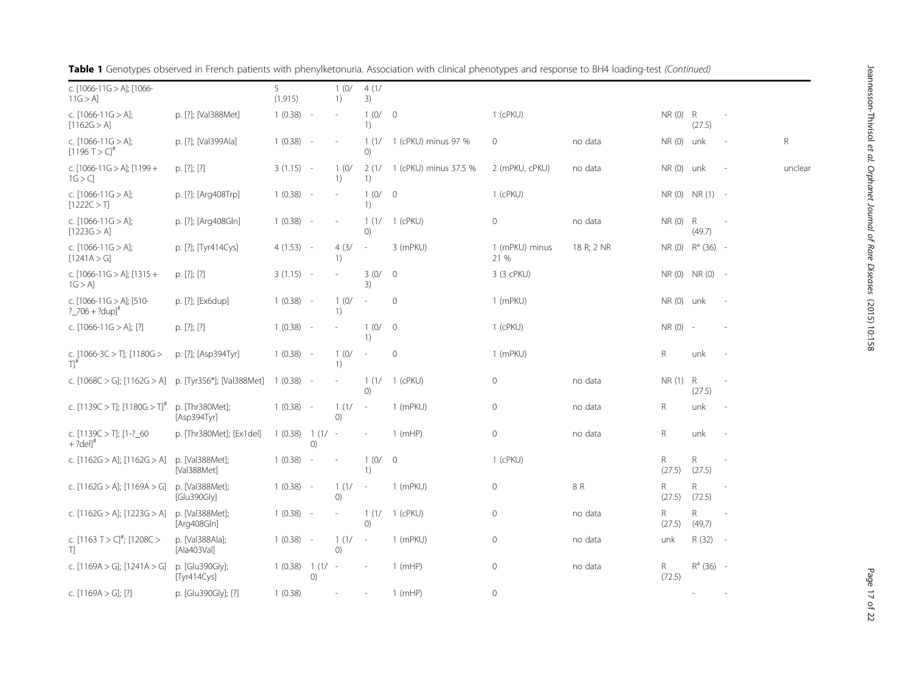**Table 1** Genotypes observed in French patients with phenylketonuria. Association with clinical phenotypes and response to BH4 loading-test *(Continued)*

| | | | | | | | | | | | | |
|---|---|---|---|---|---|---|---|---|---|---|---|---|
| c. [1066-11G > A]; [1066-11G > A] | | 5 (1.915) | | 1 (0/1) | 4 (1/3) | | | | | | | |
| c. [1066-11G > A]; [1162G > A] | p. [?]; [Val388Met] | 1 (0.38) | - | - | 1 (0/1) | 0 | 1 (cPKU) | | NR (0) | R (27.5) | - | |
| c. [1066-11G > A]; [1196 T > C]# | p. [?]; [Val399Ala] | 1 (0.38) | - | - | 1 (1/0) | 1 (cPKU) minus 97 % | 0 | no data | NR (0) | unk | - | R |
| c. [1066-11G > A]; [1199 + 1G > C] | p. [?]; [?] | 3 (1.15) | - | 1 (0/1) | 2 (1/1) | 1 (cPKU) minus 37.5 % | 2 (mPKU, cPKU) | no data | NR (0) | unk | - | unclear |
| c. [1066-11G > A]; [1222C > T] | p. [?]; [Arg408Trp] | 1 (0.38) | - | - | 1 (0/1) | 0 | 1 (cPKU) | | NR (0) | NR (1) | - | |
| c. [1066-11G > A]; [1223G > A] | p. [?]; [Arg408Gln] | 1 (0.38) | - | - | 1 (1/0) | 1 (cPKU) | 0 | no data | NR (0) | R (49.7) | - | |
| c. [1066-11G > A]; [1241A > G] | p. [?]; [Tyr414Cys] | 4 (1.53) | - | 4 (3/1) | - | 3 (mPKU) | 1 (mPKU) minus 21 % | 18 R; 2 NR | NR (0) | R[a] (36) | - | |
| c. [1066-11G > A]; [1315 + 1G > A] | p. [?]; [?] | 3 (1.15) | - | - | 3 (0/3) | 0 | 3 (3 cPKU) | | NR (0) | NR (0) | - | |
| c. [1066-11G > A]; [510-?_706 + ?dup]# | p. [?]; [Ex6dup] | 1 (0.38) | - | 1 (0/1) | - | 0 | 1 (mPKU) | | NR (0) | unk | - | |
| c. [1066-11G > A]; [?] | p. [?]; [?] | 1 (0.38) | - | - | 1 (0/1) | 0 | 1 (cPKU) | | NR (0) | - | - | |
| c. [1066-3C > T]; [1180G > T]# | p. [?]; [Asp394Tyr] | 1 (0.38) | - | 1 (0/1) | - | 0 | 1 (mPKU) | | R | unk | - | |
| c. [1068C > G]; [1162G > A] | p. [Tyr356*]; [Val388Met] | 1 (0.38) | - | - | 1 (1/0) | 1 (cPKU) | 0 | no data | NR (1) | R (27.5) | - | |
| c. [1139C > T]; [1180G > T]# | p. [Thr380Met]; [Asp394Tyr] | 1 (0.38) | - | 1 (1/0) | - | 1 (mPKU) | 0 | no data | R | unk | - | |
| c. [1139C > T]; [1-?_60 + ?del]# | p. [Thr380Met]; [Ex1del] | 1 (0.38) | 1 (1/0) | - | - | 1 (mHP) | 0 | no data | R | unk | - | |
| c. [1162G > A]; [1162G > A] | p. [Val388Met]; [Val388Met] | 1 (0.38) | - | - | 1 (0/1) | 0 | 1 (cPKU) | | R (27.5) | R (27.5) | - | |
| c. [1162G > A]; [1169A > G] | p. [Val388Met]; [Glu390Gly] | 1 (0.38) | - | 1 (1/0) | - | 1 (mPKU) | 0 | 8 R | R (27.5) | R (72.5) | - | |
| c. [1162G > A]; [1223G > A] | p. [Val388Met]; [Arg408Gln] | 1 (0.38) | - | - | 1 (1/0) | 1 (cPKU) | 0 | no data | R (27.5) | R (49,7) | - | |
| c. [1163 T > C]#; [1208C > T] | p. [Val388Ala]; [Ala403Val] | 1 (0.38) | - | 1 (1/0) | - | 1 (mPKU) | 0 | no data | unk | R (32) | - | |
| c. [1169A > G]; [1241A > G] | p. [Glu390Gly]; [Tyr414Cys] | 1 (0.38) | 1 (1/0) | - | - | 1 (mHP) | 0 | no data | R (72.5) | R[a] (36) | - | |
| c. [1169A > G]; [?] | p. [Glu390Gly]; [?] | 1 (0.38) | | - | - | 1 (mHP) | 0 | | | - | - | |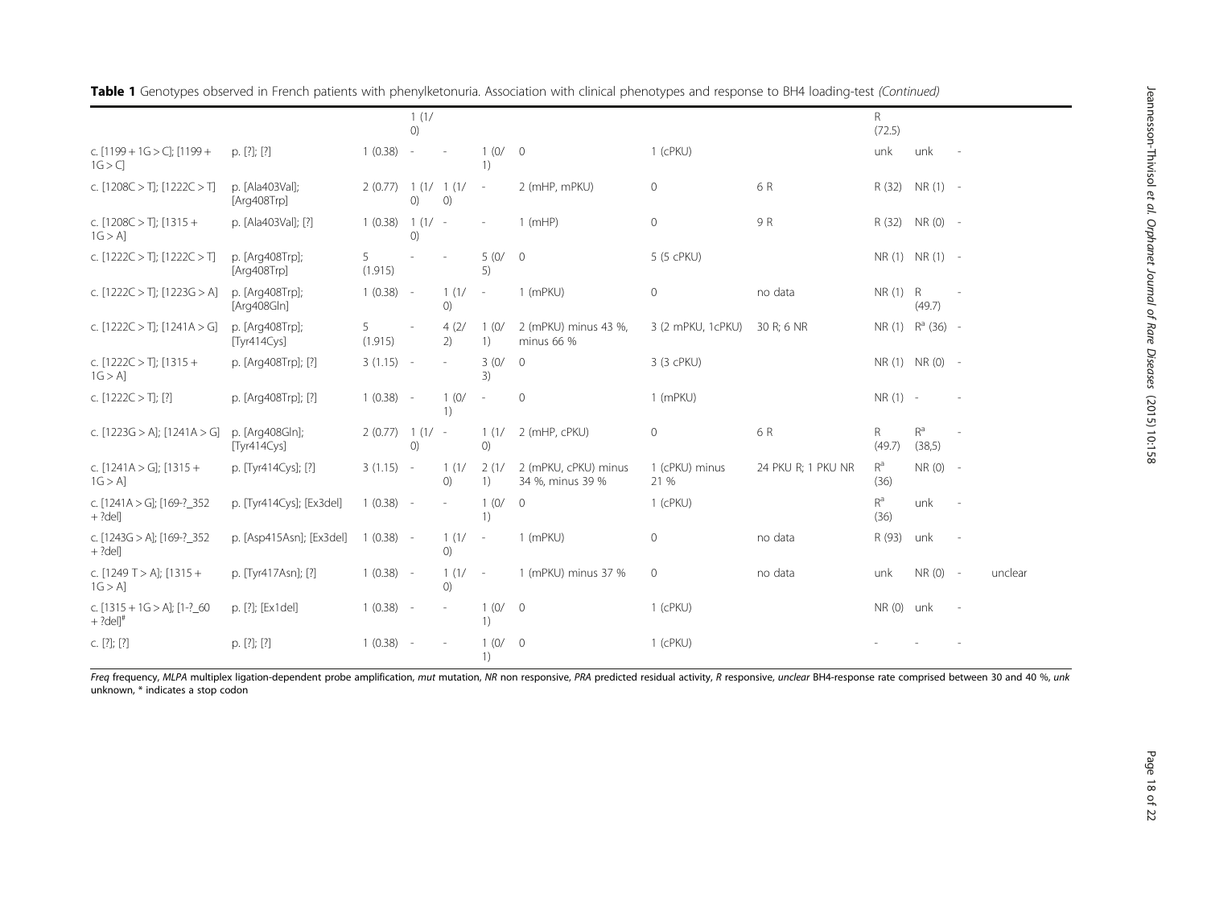**Table 1** Genotypes observed in French patients with phenylketonuria. Association with clinical phenotypes and response to BH4 loading-test *(Continued)*

| | | | | | | | | | | | | |
|---|---|---|---|---|---|---|---|---|---|---|---|---|
| | | | 1 (1/0) | | | | | | R (72.5) | | | |
| c. [1199 + 1G > C]; [1199 + 1G > C] | p. [?]; [?] | 1 (0.38) | - | - | 1 (0/1) | 0 | 1 (cPKU) | | unk | unk | - | |
| c. [1208C > T]; [1222C > T] | p. [Ala403Val]; [Arg408Trp] | 2 (0.77) | 1 (1/0) | 1 (1/0) | - | 2 (mHP, mPKU) | 0 | 6 R | R (32) | NR (1) | - | |
| c. [1208C > T]; [1315 + 1G > A] | p. [Ala403Val]; [?] | 1 (0.38) | 1 (1/0) | - | - | 1 (mHP) | 0 | 9 R | R (32) | NR (0) | - | |
| c. [1222C > T]; [1222C > T] | p. [Arg408Trp]; [Arg408Trp] | 5 (1.915) | - | - | 5 (0/5) | 0 | 5 (5 cPKU) | | NR (1) | NR (1) | - | |
| c. [1222C > T]; [1223G > A] | p. [Arg408Trp]; [Arg408Gln] | 1 (0.38) | - | 1 (1/0) | - | 1 (mPKU) | 0 | no data | NR (1) | R (49.7) | - | |
| c. [1222C > T]; [1241A > G] | p. [Arg408Trp]; [Tyr414Cys] | 5 (1.915) | - | 4 (2/2) | 1 (0/1) | 2 (mPKU) minus 43 %, minus 66 % | 3 (2 mPKU, 1cPKU) | 30 R; 6 NR | NR (1) | R[a] (36) | - | |
| c. [1222C > T]; [1315 + 1G > A] | p. [Arg408Trp]; [?] | 3 (1.15) | - | - | 3 (0/3) | 0 | 3 (3 cPKU) | | NR (1) | NR (0) | - | |
| c. [1222C > T]; [?] | p. [Arg408Trp]; [?] | 1 (0.38) | - | 1 (0/1) | - | 0 | 1 (mPKU) | | NR (1) | - | - | |
| c. [1223G > A]; [1241A > G] | p. [Arg408Gln]; [Tyr414Cys] | 2 (0.77) | 1 (1/0) | - | 1 (1/0) | 2 (mHP, cPKU) | 0 | 6 R | R (49.7) | R[a] (38,5) | - | |
| c. [1241A > G]; [1315 + 1G > A] | p. [Tyr414Cys]; [?] | 3 (1.15) | - | 1 (1/0) | 2 (1/1) | 2 (mPKU, cPKU) minus 34 %, minus 39 % | 1 (cPKU) minus 21 % | 24 PKU R; 1 PKU NR | R[a] (36) | NR (0) | - | |
| c. [1241A > G]; [169-?_352 + ?del] | p. [Tyr414Cys]; [Ex3del] | 1 (0.38) | - | - | 1 (0/1) | 0 | 1 (cPKU) | | R[a] (36) | unk | - | |
| c. [1243G > A]; [169-?_352 + ?del] | p. [Asp415Asn]; [Ex3del] | 1 (0.38) | - | 1 (1/0) | - | 1 (mPKU) | 0 | no data | R (93) | unk | - | |
| c. [1249 T > A]; [1315 + 1G > A] | p. [Tyr417Asn]; [?] | 1 (0.38) | - | 1 (1/0) | - | 1 (mPKU) minus 37 % | 0 | no data | unk | NR (0) | - | unclear |
| c. [1315 + 1G > A]; [1-?_60 + ?del][#] | p. [?]; [Ex1del] | 1 (0.38) | - | - | 1 (0/1) | 0 | 1 (cPKU) | | NR (0) | unk | - | |
| c. [?]; [?] | p. [?]; [?] | 1 (0.38) | - | - | 1 (0/1) | 0 | 1 (cPKU) | | - | - | - | |

*Freq* frequency, *MLPA* multiplex ligation-dependent probe amplification, *mut* mutation, *NR* non responsive, *PRA* predicted residual activity, *R* responsive, *unclear* BH4-response rate comprised between 30 and 40 %, *unk* unknown, * indicates a stop codon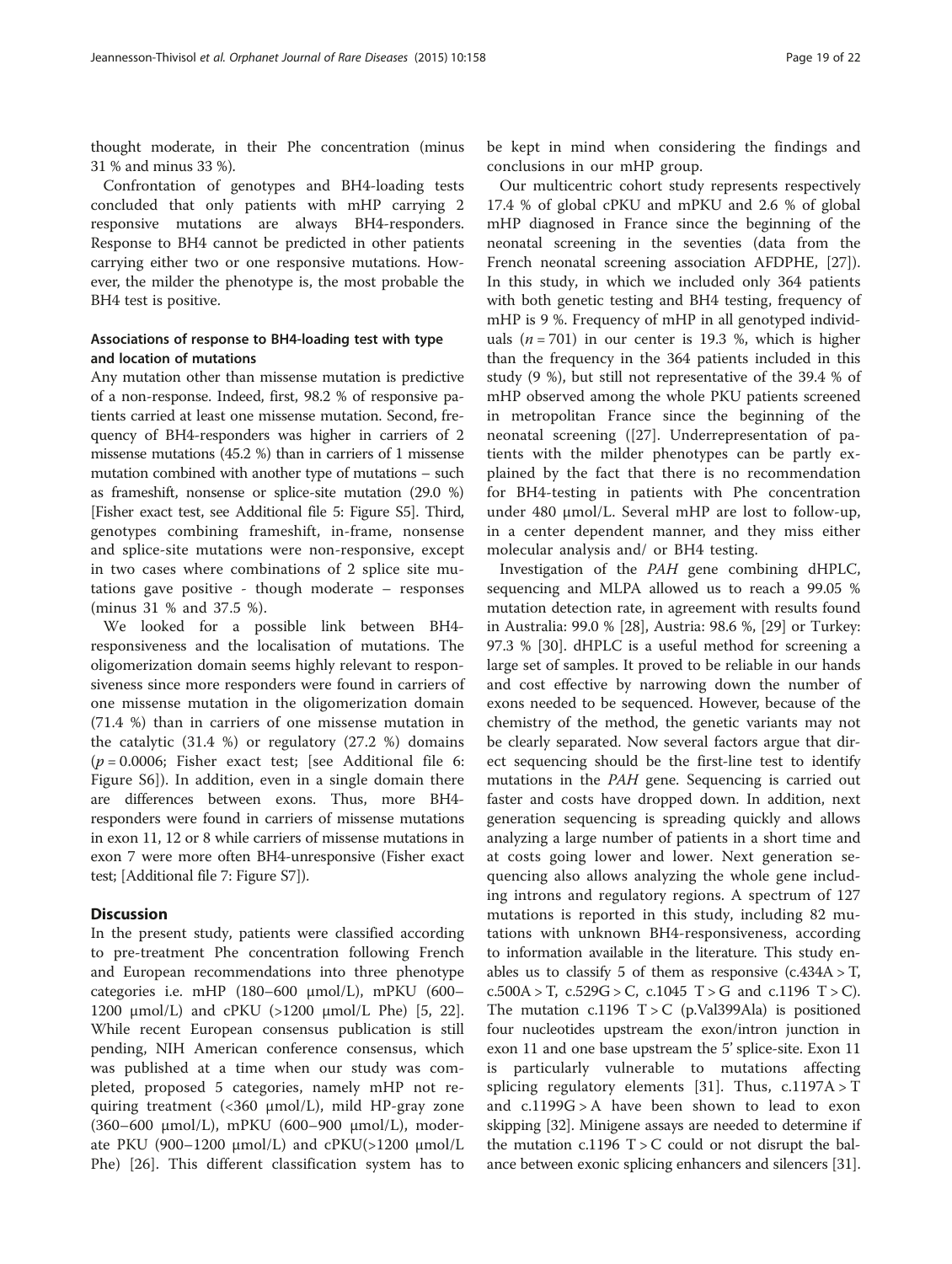thought moderate, in their Phe concentration (minus 31 % and minus 33 %).

Confrontation of genotypes and BH4-loading tests concluded that only patients with mHP carrying 2 responsive mutations are always BH4-responders. Response to BH4 cannot be predicted in other patients carrying either two or one responsive mutations. However, the milder the phenotype is, the most probable the BH4 test is positive.

### Associations of response to BH4-loading test with type and location of mutations

Any mutation other than missense mutation is predictive of a non-response. Indeed, first, 98.2 % of responsive patients carried at least one missense mutation. Second, frequency of BH4-responders was higher in carriers of 2 missense mutations (45.2 %) than in carriers of 1 missense mutation combined with another type of mutations – such as frameshift, nonsense or splice-site mutation (29.0 %) [Fisher exact test, see Additional file 5: Figure S5]. Third, genotypes combining frameshift, in-frame, nonsense and splice-site mutations were non-responsive, except in two cases where combinations of 2 splice site mutations gave positive - though moderate – responses (minus 31 % and 37.5 %).

We looked for a possible link between BH4-responsiveness and the localisation of mutations. The oligomerization domain seems highly relevant to responsiveness since more responders were found in carriers of one missense mutation in the oligomerization domain (71.4 %) than in carriers of one missense mutation in the catalytic (31.4 %) or regulatory (27.2 %) domains ($p = 0.0006$; Fisher exact test; [see Additional file 6: Figure S6]). In addition, even in a single domain there are differences between exons. Thus, more BH4-responders were found in carriers of missense mutations in exon 11, 12 or 8 while carriers of missense mutations in exon 7 were more often BH4-unresponsive (Fisher exact test; [Additional file 7: Figure S7]).

## Discussion

In the present study, patients were classified according to pre-treatment Phe concentration following French and European recommendations into three phenotype categories i.e. mHP (180–600 μmol/L), mPKU (600–1200 μmol/L) and cPKU (>1200 μmol/L Phe) [5, 22]. While recent European consensus publication is still pending, NIH American conference consensus, which was published at a time when our study was completed, proposed 5 categories, namely mHP not requiring treatment (<360 μmol/L), mild HP-gray zone (360–600 μmol/L), mPKU (600–900 μmol/L), moderate PKU (900–1200 μmol/L) and cPKU(>1200 μmol/L Phe) [26]. This different classification system has to be kept in mind when considering the findings and conclusions in our mHP group.

Our multicentric cohort study represents respectively 17.4 % of global cPKU and mPKU and 2.6 % of global mHP diagnosed in France since the beginning of the neonatal screening in the seventies (data from the French neonatal screening association AFDPHE, [27]). In this study, in which we included only 364 patients with both genetic testing and BH4 testing, frequency of mHP is 9 %. Frequency of mHP in all genotyped individuals ($n = 701$) in our center is 19.3 %, which is higher than the frequency in the 364 patients included in this study (9 %), but still not representative of the 39.4 % of mHP observed among the whole PKU patients screened in metropolitan France since the beginning of the neonatal screening ([27]. Underrepresentation of patients with the milder phenotypes can be partly explained by the fact that there is no recommendation for BH4-testing in patients with Phe concentration under 480 μmol/L. Several mHP are lost to follow-up, in a center dependent manner, and they miss either molecular analysis and/ or BH4 testing.

Investigation of the *PAH* gene combining dHPLC, sequencing and MLPA allowed us to reach a 99.05 % mutation detection rate, in agreement with results found in Australia: 99.0 % [28], Austria: 98.6 %, [29] or Turkey: 97.3 % [30]. dHPLC is a useful method for screening a large set of samples. It proved to be reliable in our hands and cost effective by narrowing down the number of exons needed to be sequenced. However, because of the chemistry of the method, the genetic variants may not be clearly separated. Now several factors argue that direct sequencing should be the first-line test to identify mutations in the *PAH* gene. Sequencing is carried out faster and costs have dropped down. In addition, next generation sequencing is spreading quickly and allows analyzing a large number of patients in a short time and at costs going lower and lower. Next generation sequencing also allows analyzing the whole gene including introns and regulatory regions. A spectrum of 127 mutations is reported in this study, including 82 mutations with unknown BH4-responsiveness, according to information available in the literature. This study enables us to classify 5 of them as responsive (c.434A > T, c.500A > T, c.529G > C, c.1045 T > G and c.1196 T > C). The mutation c.1196 T > C (p.Val399Ala) is positioned four nucleotides upstream the exon/intron junction in exon 11 and one base upstream the 5' splice-site. Exon 11 is particularly vulnerable to mutations affecting splicing regulatory elements [31]. Thus, c.1197A > T and c.1199G > A have been shown to lead to exon skipping [32]. Minigene assays are needed to determine if the mutation c.1196 T > C could or not disrupt the balance between exonic splicing enhancers and silencers [31].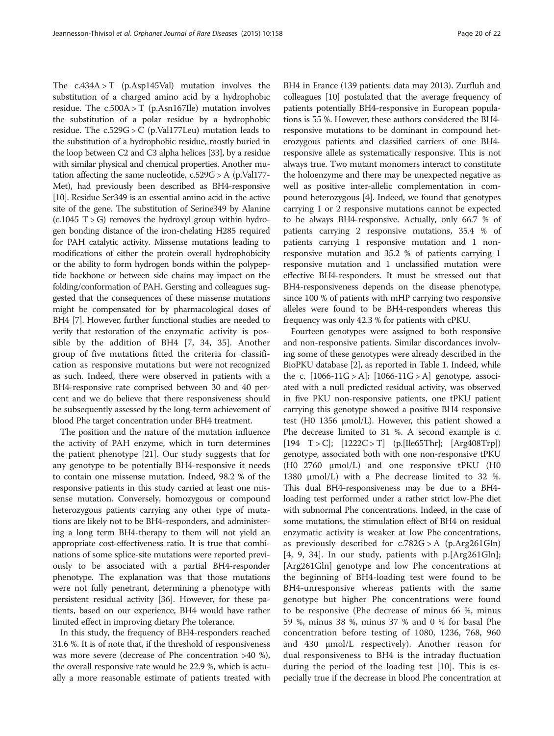The c.434A > T (p.Asp145Val) mutation involves the substitution of a charged amino acid by a hydrophobic residue. The c.500A > T (p.Asn167Ile) mutation involves the substitution of a polar residue by a hydrophobic residue. The c.529G > C (p.Val177Leu) mutation leads to the substitution of a hydrophobic residue, mostly buried in the loop between C2 and C3 alpha helices [33], by a residue with similar physical and chemical properties. Another mutation affecting the same nucleotide, c.529G > A (p.Val177-Met), had previously been described as BH4-responsive [10]. Residue Ser349 is an essential amino acid in the active site of the gene. The substitution of Serine349 by Alanine (c.1045 T > G) removes the hydroxyl group within hydrogen bonding distance of the iron-chelating H285 required for PAH catalytic activity. Missense mutations leading to modifications of either the protein overall hydrophobicity or the ability to form hydrogen bonds within the polypeptide backbone or between side chains may impact on the folding/conformation of PAH. Gersting and colleagues suggested that the consequences of these missense mutations might be compensated for by pharmacological doses of BH4 [7]. However, further functional studies are needed to verify that restoration of the enzymatic activity is possible by the addition of BH4 [7, 34, 35]. Another group of five mutations fitted the criteria for classification as responsive mutations but were not recognized as such. Indeed, there were observed in patients with a BH4-responsive rate comprised between 30 and 40 percent and we do believe that there responsiveness should be subsequently assessed by the long-term achievement of blood Phe target concentration under BH4 treatment.

The position and the nature of the mutation influence the activity of PAH enzyme, which in turn determines the patient phenotype [21]. Our study suggests that for any genotype to be potentially BH4-responsive it needs to contain one missense mutation. Indeed, 98.2 % of the responsive patients in this study carried at least one missense mutation. Conversely, homozygous or compound heterozygous patients carrying any other type of mutations are likely not to be BH4-responders, and administering a long term BH4-therapy to them will not yield an appropriate cost-effectiveness ratio. It is true that combinations of some splice-site mutations were reported previously to be associated with a partial BH4-responder phenotype. The explanation was that those mutations were not fully penetrant, determining a phenotype with persistent residual activity [36]. However, for these patients, based on our experience, BH4 would have rather limited effect in improving dietary Phe tolerance.

In this study, the frequency of BH4-responders reached 31.6 %. It is of note that, if the threshold of responsiveness was more severe (decrease of Phe concentration >40 %), the overall responsive rate would be 22.9 %, which is actually a more reasonable estimate of patients treated with BH4 in France (139 patients: data may 2013). Zurfluh and colleagues [10] postulated that the average frequency of patients potentially BH4-responsive in European populations is 55 %. However, these authors considered the BH4-responsive mutations to be dominant in compound heterozygous patients and classified carriers of one BH4-responsive allele as systematically responsive. This is not always true. Two mutant monomers interact to constitute the holoenzyme and there may be unexpected negative as well as positive inter-allelic complementation in compound heterozygous [4]. Indeed, we found that genotypes carrying 1 or 2 responsive mutations cannot be expected to be always BH4-responsive. Actually, only 66.7 % of patients carrying 2 responsive mutations, 35.4 % of patients carrying 1 responsive mutation and 1 non-responsive mutation and 35.2 % of patients carrying 1 responsive mutation and 1 unclassified mutation were effective BH4-responders. It must be stressed out that BH4-responsiveness depends on the disease phenotype, since 100 % of patients with mHP carrying two responsive alleles were found to be BH4-responders whereas this frequency was only 42.3 % for patients with cPKU.

Fourteen genotypes were assigned to both responsive and non-responsive patients. Similar discordances involving some of these genotypes were already described in the BioPKU database [2], as reported in Table 1. Indeed, while the c. [1066-11G > A]; [1066-11G > A] genotype, associated with a null predicted residual activity, was observed in five PKU non-responsive patients, one tPKU patient carrying this genotype showed a positive BH4 responsive test (H0 1356 μmol/L). However, this patient showed a Phe decrease limited to 31 %. A second example is c. [194 T > C]; [1222C > T] (p.[Ile65Thr]; [Arg408Trp]) genotype, associated both with one non-responsive tPKU (H0 2760 μmol/L) and one responsive tPKU (H0 1380 μmol/L) with a Phe decrease limited to 32 %. This dual BH4-responsiveness may be due to a BH4-loading test performed under a rather strict low-Phe diet with subnormal Phe concentrations. Indeed, in the case of some mutations, the stimulation effect of BH4 on residual enzymatic activity is weaker at low Phe concentrations, as previously described for c.782G > A (p.Arg261Gln) [4, 9, 34]. In our study, patients with p.[Arg261Gln]; [Arg261Gln] genotype and low Phe concentrations at the beginning of BH4-loading test were found to be BH4-unresponsive whereas patients with the same genotype but higher Phe concentrations were found to be responsive (Phe decrease of minus 66 %, minus 59 %, minus 38 %, minus 37 % and 0 % for basal Phe concentration before testing of 1080, 1236, 768, 960 and 430 μmol/L respectively). Another reason for dual responsiveness to BH4 is the intraday fluctuation during the period of the loading test [10]. This is especially true if the decrease in blood Phe concentration at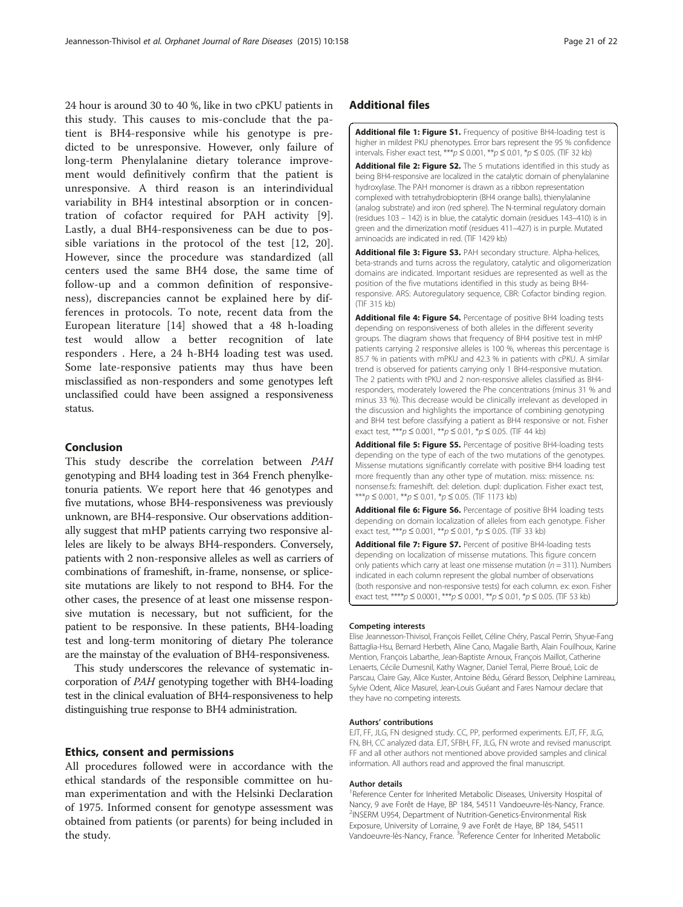24 hour is around 30 to 40 %, like in two cPKU patients in this study. This causes to mis-conclude that the patient is BH4-responsive while his genotype is predicted to be unresponsive. However, only failure of long-term Phenylalanine dietary tolerance improvement would definitively confirm that the patient is unresponsive. A third reason is an interindividual variability in BH4 intestinal absorption or in concentration of cofactor required for PAH activity [9]. Lastly, a dual BH4-responsiveness can be due to possible variations in the protocol of the test [12, 20]. However, since the procedure was standardized (all centers used the same BH4 dose, the same time of follow-up and a common definition of responsiveness), discrepancies cannot be explained here by differences in protocols. To note, recent data from the European literature [14] showed that a 48 h-loading test would allow a better recognition of late responders . Here, a 24 h-BH4 loading test was used. Some late-responsive patients may thus have been misclassified as non-responders and some genotypes left unclassified could have been assigned a responsiveness status.

## Conclusion

This study describe the correlation between *PAH* genotyping and BH4 loading test in 364 French phenylketonuria patients. We report here that 46 genotypes and five mutations, whose BH4-responsiveness was previously unknown, are BH4-responsive. Our observations additionally suggest that mHP patients carrying two responsive alleles are likely to be always BH4-responders. Conversely, patients with 2 non-responsive alleles as well as carriers of combinations of frameshift, in-frame, nonsense, or splice-site mutations are likely to not respond to BH4. For the other cases, the presence of at least one missense responsive mutation is necessary, but not sufficient, for the patient to be responsive. In these patients, BH4-loading test and long-term monitoring of dietary Phe tolerance are the mainstay of the evaluation of BH4-responsiveness.

This study underscores the relevance of systematic incorporation of *PAH* genotyping together with BH4-loading test in the clinical evaluation of BH4-responsiveness to help distinguishing true response to BH4 administration.

## Ethics, consent and permissions

All procedures followed were in accordance with the ethical standards of the responsible committee on human experimentation and with the Helsinki Declaration of 1975. Informed consent for genotype assessment was obtained from patients (or parents) for being included in the study.

## Additional files

**Additional file 1: Figure S1.** Frequency of positive BH4-loading test is higher in mildest PKU phenotypes. Error bars represent the 95 % confidence intervals. Fisher exact test, ***$p \leq 0.001$, **$p \leq 0.01$, *$p \leq 0.05$. (TIF 32 kb)

**Additional file 2: Figure S2.** The 5 mutations identified in this study as being BH4-responsive are localized in the catalytic domain of phenylalanine hydroxylase. The PAH monomer is drawn as a ribbon representation complexed with tetrahydrobiopterin (BH4 orange balls), thienylalanine (analog substrate) and iron (red sphere). The N-terminal regulatory domain (residues 103 – 142) is in blue, the catalytic domain (residues 143–410) is in green and the dimerization motif (residues 411–427) is in purple. Mutated aminoacids are indicated in red. (TIF 1429 kb)

**Additional file 3: Figure S3.** PAH secondary structure. Alpha-helices, beta-strands and turns across the regulatory, catalytic and oligomerization domains are indicated. Important residues are represented as well as the position of the five mutations identified in this study as being BH4-responsive. ARS: Autoregulatory sequence, CBR: Cofactor binding region. (TIF 315 kb)

**Additional file 4: Figure S4.** Percentage of positive BH4 loading tests depending on responsiveness of both alleles in the different severity groups. The diagram shows that frequency of BH4 positive test in mHP patients carrying 2 responsive alleles is 100 %, whereas this percentage is 85.7 % in patients with mPKU and 42.3 % in patients with cPKU. A similar trend is observed for patients carrying only 1 BH4-responsive mutation. The 2 patients with tPKU and 2 non-responsive alleles classified as BH4-responders, moderately lowered the Phe concentrations (minus 31 % and minus 33 %). This decrease would be clinically irrelevant as developed in the discussion and highlights the importance of combining genotyping and BH4 test before classifying a patient as BH4 responsive or not. Fisher exact test, ***$p \leq 0.001$, **$p \leq 0.01$, *$p \leq 0.05$. (TIF 44 kb)

**Additional file 5: Figure S5.** Percentage of positive BH4-loading tests depending on the type of each of the two mutations of the genotypes. Missense mutations significantly correlate with positive BH4 loading test more frequently than any other type of mutation. miss: missence. ns: nonsense.fs: frameshift. del: deletion. dupl: duplication. Fisher exact test, ***$p \leq 0.001$, **$p \leq 0.01$, *$p \leq 0.05$. (TIF 1173 kb)

**Additional file 6: Figure S6.** Percentage of positive BH4 loading tests depending on domain localization of alleles from each genotype. Fisher exact test, ***$p \leq 0.001$, **$p \leq 0.01$, *$p \leq 0.05$. (TIF 33 kb)

**Additional file 7: Figure S7.** Percent of positive BH4-loading tests depending on localization of missense mutations. This figure concern only patients which carry at least one missense mutation ($n = 311$). Numbers indicated in each column represent the global number of observations (both responsive and non-responsive tests) for each column. ex: exon. Fisher exact test, ****$p \leq 0.0001$, ***$p \leq 0.001$, **$p \leq 0.01$, *$p \leq 0.05$. (TIF 53 kb)

#### Competing interests

Elise Jeannesson-Thivisol, François Feillet, Céline Chéry, Pascal Perrin, Shyue-Fang Battaglia-Hsu, Bernard Herbeth, Aline Cano, Magalie Barth, Alain Fouilhoux, Karine Mention, François Labarthe, Jean-Baptiste Arnoux, François Maillot, Catherine Lenaerts, Cécile Dumesnil, Kathy Wagner, Daniel Terral, Pierre Broué, Loïc de Parscau, Claire Gay, Alice Kuster, Antoine Bédu, Gérard Besson, Delphine Lamireau, Sylvie Odent, Alice Masurel, Jean-Louis Guéant and Fares Namour declare that they have no competing interests.

#### Authors' contributions

EJT, FF, JLG, FN designed study. CC, PP, performed experiments. EJT, FF, JLG, FN, BH, CC analyzed data. EJT, SFBH, FF, JLG, FN wrote and revised manuscript. FF and all other authors not mentioned above provided samples and clinical information. All authors read and approved the final manuscript.

#### Author details

[1]Reference Center for Inherited Metabolic Diseases, University Hospital of Nancy, 9 ave Forêt de Haye, BP 184, 54511 Vandoeuvre-lès-Nancy, France. [2]INSERM U954, Department of Nutrition-Genetics-Environmental Risk Exposure, University of Lorraine, 9 ave Forêt de Haye, BP 184, 54511 Vandoeuvre-lès-Nancy, France. [3]Reference Center for Inherited Metabolic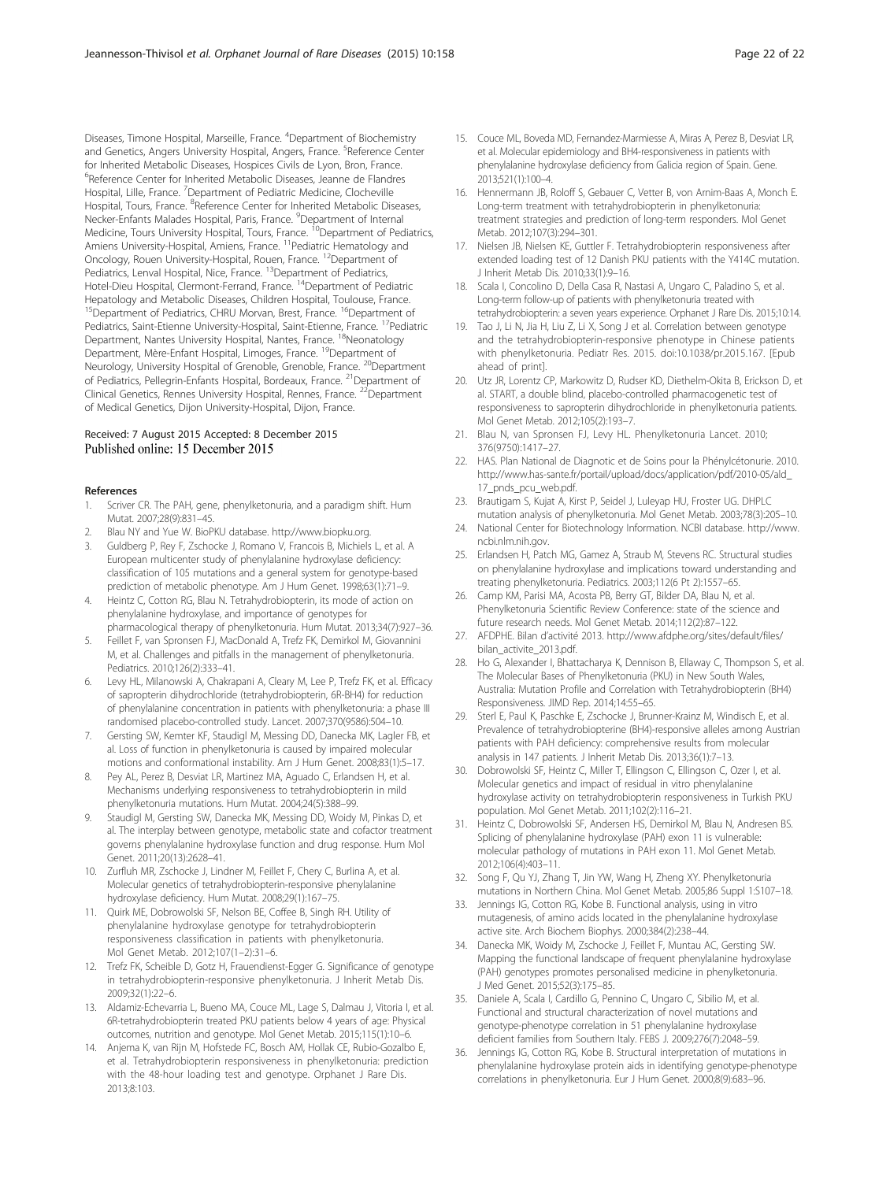Diseases, Timone Hospital, Marseille, France. [4]Department of Biochemistry and Genetics, Angers University Hospital, Angers, France. [5]Reference Center for Inherited Metabolic Diseases, Hospices Civils de Lyon, Bron, France. [6]Reference Center for Inherited Metabolic Diseases, Jeanne de Flandres Hospital, Lille, France. [7]Department of Pediatric Medicine, Clocheville Hospital, Tours, France. [8]Reference Center for Inherited Metabolic Diseases, Necker-Enfants Malades Hospital, Paris, France. [9]Department of Internal Medicine, Tours University Hospital, Tours, France. [10]Department of Pediatrics, Amiens University-Hospital, Amiens, France. [11]Pediatric Hematology and Oncology, Rouen University-Hospital, Rouen, France. [12]Department of Pediatrics, Lenval Hospital, Nice, France. [13]Department of Pediatrics, Hotel-Dieu Hospital, Clermont-Ferrand, France. [14]Department of Pediatric Hepatology and Metabolic Diseases, Children Hospital, Toulouse, France. [15]Department of Pediatrics, CHRU Morvan, Brest, France. [16]Department of Pediatrics, Saint-Etienne University-Hospital, Saint-Etienne, France. [17]Pediatric Department, Nantes University Hospital, Nantes, France. [18]Neonatology Department, Mère-Enfant Hospital, Limoges, France. [19]Department of Neurology, University Hospital of Grenoble, Grenoble, France. [20]Department of Pediatrics, Pellegrin-Enfants Hospital, Bordeaux, France. [21]Department of Clinical Genetics, Rennes University Hospital, Rennes, France. [22]Department of Medical Genetics, Dijon University-Hospital, Dijon, France.

Received: 7 August 2015 Accepted: 8 December 2015
Published online: 15 December 2015

## References

1. Scriver CR. The PAH, gene, phenylketonuria, and a paradigm shift. Hum Mutat. 2007;28(9):831–45.
2. Blau NY and Yue W. BioPKU database. http://www.biopku.org.
3. Guldberg P, Rey F, Zschocke J, Romano V, Francois B, Michiels L, et al. A European multicenter study of phenylalanine hydroxylase deficiency: classification of 105 mutations and a general system for genotype-based prediction of metabolic phenotype. Am J Hum Genet. 1998;63(1):71–9.
4. Heintz C, Cotton RG, Blau N. Tetrahydrobiopterin, its mode of action on phenylalanine hydroxylase, and importance of genotypes for pharmacological therapy of phenylketonuria. Hum Mutat. 2013;34(7):927–36.
5. Feillet F, van Spronsen FJ, MacDonald A, Trefz FK, Demirkol M, Giovannini M, et al. Challenges and pitfalls in the management of phenylketonuria. Pediatrics. 2010;126(2):333–41.
6. Levy HL, Milanowski A, Chakrapani A, Cleary M, Lee P, Trefz FK, et al. Efficacy of sapropterin dihydrochloride (tetrahydrobiopterin, 6R-BH4) for reduction of phenylalanine concentration in patients with phenylketonuria: a phase III randomised placebo-controlled study. Lancet. 2007;370(9586):504–10.
7. Gersting SW, Kemter KF, Staudigl M, Messing DD, Danecka MK, Lagler FB, et al. Loss of function in phenylketonuria is caused by impaired molecular motions and conformational instability. Am J Hum Genet. 2008;83(1):5–17.
8. Pey AL, Perez B, Desviat LR, Martinez MA, Aguado C, Erlandsen H, et al. Mechanisms underlying responsiveness to tetrahydrobiopterin in mild phenylketonuria mutations. Hum Mutat. 2004;24(5):388–99.
9. Staudigl M, Gersting SW, Danecka MK, Messing DD, Woidy M, Pinkas D, et al. The interplay between genotype, metabolic state and cofactor treatment governs phenylalanine hydroxylase function and drug response. Hum Mol Genet. 2011;20(13):2628–41.
10. Zurfluh MR, Zschocke J, Lindner M, Feillet F, Chery C, Burlina A, et al. Molecular genetics of tetrahydrobiopterin-responsive phenylalanine hydroxylase deficiency. Hum Mutat. 2008;29(1):167–75.
11. Quirk ME, Dobrowolski SF, Nelson BE, Coffee B, Singh RH. Utility of phenylalanine hydroxylase genotype for tetrahydrobiopterin responsiveness classification in patients with phenylketonuria. Mol Genet Metab. 2012;107(1–2):31–6.
12. Trefz FK, Scheible D, Gotz H, Frauendienst-Egger G. Significance of genotype in tetrahydrobiopterin-responsive phenylketonuria. J Inherit Metab Dis. 2009;32(1):22–6.
13. Aldamiz-Echevarria L, Bueno MA, Couce ML, Lage S, Dalmau J, Vitoria I, et al. 6R-tetrahydrobiopterin treated PKU patients below 4 years of age: Physical outcomes, nutrition and genotype. Mol Genet Metab. 2015;115(1):10–6.
14. Anjema K, van Rijn M, Hofstede FC, Bosch AM, Hollak CE, Rubio-Gozalbo E, et al. Tetrahydrobiopterin responsiveness in phenylketonuria: prediction with the 48-hour loading test and genotype. Orphanet J Rare Dis. 2013;8:103.
15. Couce ML, Boveda MD, Fernandez-Marmiesse A, Miras A, Perez B, Desviat LR, et al. Molecular epidemiology and BH4-responsiveness in patients with phenylalanine hydroxylase deficiency from Galicia region of Spain. Gene. 2013;521(1):100–4.
16. Hennermann JB, Roloff S, Gebauer C, Vetter B, von Arnim-Baas A, Monch E. Long-term treatment with tetrahydrobiopterin in phenylketonuria: treatment strategies and prediction of long-term responders. Mol Genet Metab. 2012;107(3):294–301.
17. Nielsen JB, Nielsen KE, Guttler F. Tetrahydrobiopterin responsiveness after extended loading test of 12 Danish PKU patients with the Y414C mutation. J Inherit Metab Dis. 2010;33(1):9–16.
18. Scala I, Concolino D, Della Casa R, Nastasi A, Ungaro C, Paladino S, et al. Long-term follow-up of patients with phenylketonuria treated with tetrahydrobiopterin: a seven years experience. Orphanet J Rare Dis. 2015;10:14.
19. Tao J, Li N, Jia H, Liu Z, Li X, Song J et al. Correlation between genotype and the tetrahydrobiopterin-responsive phenotype in Chinese patients with phenylketonuria. Pediatr Res. 2015. doi:10.1038/pr.2015.167. [Epub ahead of print].
20. Utz JR, Lorentz CP, Markowitz D, Rudser KD, Diethelm-Okita B, Erickson D, et al. START, a double blind, placebo-controlled pharmacogenetic test of responsiveness to sapropterin dihydrochloride in phenylketonuria patients. Mol Genet Metab. 2012;105(2):193–7.
21. Blau N, van Spronsen FJ, Levy HL. Phenylketonuria Lancet. 2010; 376(9750):1417–27.
22. HAS. Plan National de Diagnotic et de Soins pour la Phénylcétonurie. 2010. http://www.has-sante.fr/portail/upload/docs/application/pdf/2010-05/ald_17_pnds_pcu_web.pdf.
23. Brautigam S, Kujat A, Kirst P, Seidel J, Luleyap HU, Froster UG. DHPLC mutation analysis of phenylketonuria. Mol Genet Metab. 2003;78(3):205–10.
24. National Center for Biotechnology Information. NCBI database. http://www.ncbi.nlm.nih.gov.
25. Erlandsen H, Patch MG, Gamez A, Straub M, Stevens RC. Structural studies on phenylalanine hydroxylase and implications toward understanding and treating phenylketonuria. Pediatrics. 2003;112(6 Pt 2):1557–65.
26. Camp KM, Parisi MA, Acosta PB, Berry GT, Bilder DA, Blau N, et al. Phenylketonuria Scientific Review Conference: state of the science and future research needs. Mol Genet Metab. 2014;112(2):87–122.
27. AFDPHE. Bilan d'activité 2013. http://www.afdphe.org/sites/default/files/bilan_activite_2013.pdf.
28. Ho G, Alexander I, Bhattacharya K, Dennison B, Ellaway C, Thompson S, et al. The Molecular Bases of Phenylketonuria (PKU) in New South Wales, Australia: Mutation Profile and Correlation with Tetrahydrobiopterin (BH4) Responsiveness. JIMD Rep. 2014;14:55–65.
29. Sterl E, Paul K, Paschke E, Zschocke J, Brunner-Krainz M, Windisch E, et al. Prevalence of tetrahydrobiopterine (BH4)-responsive alleles among Austrian patients with PAH deficiency: comprehensive results from molecular analysis in 147 patients. J Inherit Metab Dis. 2013;36(1):7–13.
30. Dobrowolski SF, Heintz C, Miller T, Ellingson C, Ellingson C, Ozer I, et al. Molecular genetics and impact of residual in vitro phenylalanine hydroxylase activity on tetrahydrobiopterin responsiveness in Turkish PKU population. Mol Genet Metab. 2011;102(2):116–21.
31. Heintz C, Dobrowolski SF, Andersen HS, Demirkol M, Blau N, Andresen BS. Splicing of phenylalanine hydroxylase (PAH) exon 11 is vulnerable: molecular pathology of mutations in PAH exon 11. Mol Genet Metab. 2012;106(4):403–11.
32. Song F, Qu YJ, Zhang T, Jin YW, Wang H, Zheng XY. Phenylketonuria mutations in Northern China. Mol Genet Metab. 2005;86 Suppl 1:S107–18.
33. Jennings IG, Cotton RG, Kobe B. Functional analysis, using in vitro mutagenesis, of amino acids located in the phenylalanine hydroxylase active site. Arch Biochem Biophys. 2000;384(2):238–44.
34. Danecka MK, Woidy M, Zschocke J, Feillet F, Muntau AC, Gersting SW. Mapping the functional landscape of frequent phenylalanine hydroxylase (PAH) genotypes promotes personalised medicine in phenylketonuria. J Med Genet. 2015;52(3):175–85.
35. Daniele A, Scala I, Cardillo G, Pennino C, Ungaro C, Sibilio M, et al. Functional and structural characterization of novel mutations and genotype-phenotype correlation in 51 phenylalanine hydroxylase deficient families from Southern Italy. FEBS J. 2009;276(7):2048–59.
36. Jennings IG, Cotton RG, Kobe B. Structural interpretation of mutations in phenylalanine hydroxylase protein aids in identifying genotype-phenotype correlations in phenylketonuria. Eur J Hum Genet. 2000;8(9):683–96.